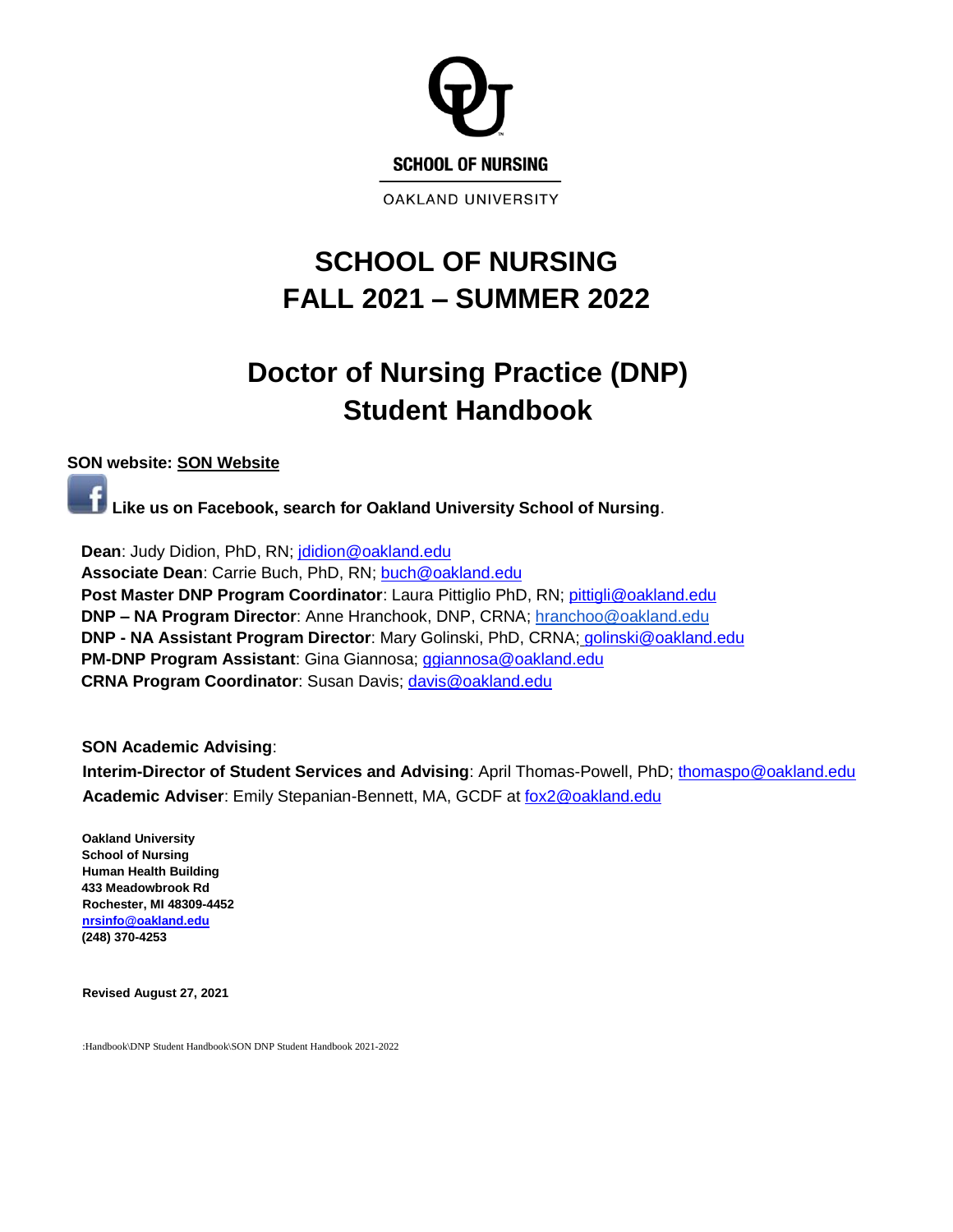SCHOOL OF NURSING

OAKLAND UNIVERSITY

# SCHOOL OF NURSING
# FALL 2021 – SUMMER 2022

# Doctor of Nursing Practice (DNP)
# Student Handbook

**SON website: SON Website**

**Like us on Facebook, search for Oakland University School of Nursing**.

**Dean**: Judy Didion, PhD, RN; jdidion@oakland.edu
**Associate Dean**: Carrie Buch, PhD, RN; buch@oakland.edu
**Post Master DNP Program Coordinator**: Laura Pittiglio PhD, RN; pittigli@oakland.edu
**DNP – NA Program Director**: Anne Hranchook, DNP, CRNA; hranchoo@oakland.edu
**DNP - NA Assistant Program Director**: Mary Golinski, PhD, CRNA; golinski@oakland.edu
**PM-DNP Program Assistant**: Gina Giannosa; ggiannosa@oakland.edu
**CRNA Program Coordinator**: Susan Davis; davis@oakland.edu

**SON Academic Advising**:
**Interim-Director of Student Services and Advising**: April Thomas-Powell, PhD; thomaspo@oakland.edu
**Academic Adviser**: Emily Stepanian-Bennett, MA, GCDF at fox2@oakland.edu

**Oakland University**
**School of Nursing**
**Human Health Building**
**433 Meadowbrook Rd**
**Rochester, MI 48309-4452**
**nrsinfo@oakland.edu**
**(248) 370-4253**

**Revised August 27, 2021**

:Handbook\DNP Student Handbook\SON DNP Student Handbook 2021-2022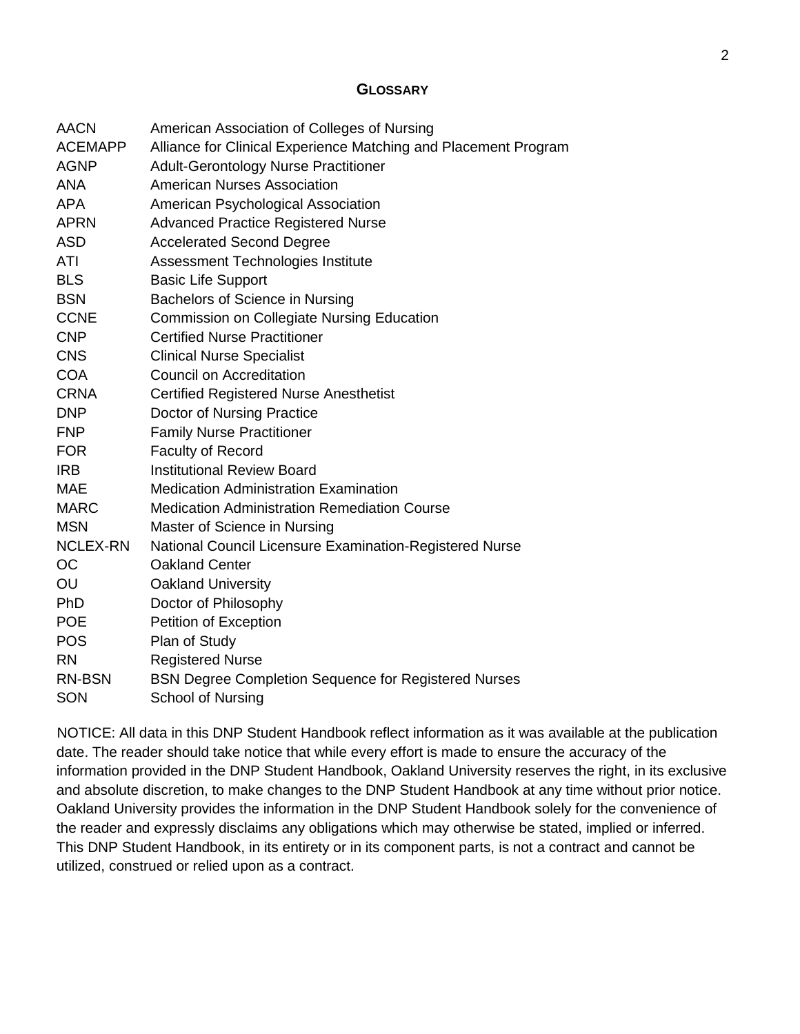## GLOSSARY

| | |
|---|---|
| AACN | American Association of Colleges of Nursing |
| ACEMAPP | Alliance for Clinical Experience Matching and Placement Program |
| AGNP | Adult-Gerontology Nurse Practitioner |
| ANA | American Nurses Association |
| APA | American Psychological Association |
| APRN | Advanced Practice Registered Nurse |
| ASD | Accelerated Second Degree |
| ATI | Assessment Technologies Institute |
| BLS | Basic Life Support |
| BSN | Bachelors of Science in Nursing |
| CCNE | Commission on Collegiate Nursing Education |
| CNP | Certified Nurse Practitioner |
| CNS | Clinical Nurse Specialist |
| COA | Council on Accreditation |
| CRNA | Certified Registered Nurse Anesthetist |
| DNP | Doctor of Nursing Practice |
| FNP | Family Nurse Practitioner |
| FOR | Faculty of Record |
| IRB | Institutional Review Board |
| MAE | Medication Administration Examination |
| MARC | Medication Administration Remediation Course |
| MSN | Master of Science in Nursing |
| NCLEX-RN | National Council Licensure Examination-Registered Nurse |
| OC | Oakland Center |
| OU | Oakland University |
| PhD | Doctor of Philosophy |
| POE | Petition of Exception |
| POS | Plan of Study |
| RN | Registered Nurse |
| RN-BSN | BSN Degree Completion Sequence for Registered Nurses |
| SON | School of Nursing |

NOTICE: All data in this DNP Student Handbook reflect information as it was available at the publication date. The reader should take notice that while every effort is made to ensure the accuracy of the information provided in the DNP Student Handbook, Oakland University reserves the right, in its exclusive and absolute discretion, to make changes to the DNP Student Handbook at any time without prior notice. Oakland University provides the information in the DNP Student Handbook solely for the convenience of the reader and expressly disclaims any obligations which may otherwise be stated, implied or inferred. This DNP Student Handbook, in its entirety or in its component parts, is not a contract and cannot be utilized, construed or relied upon as a contract.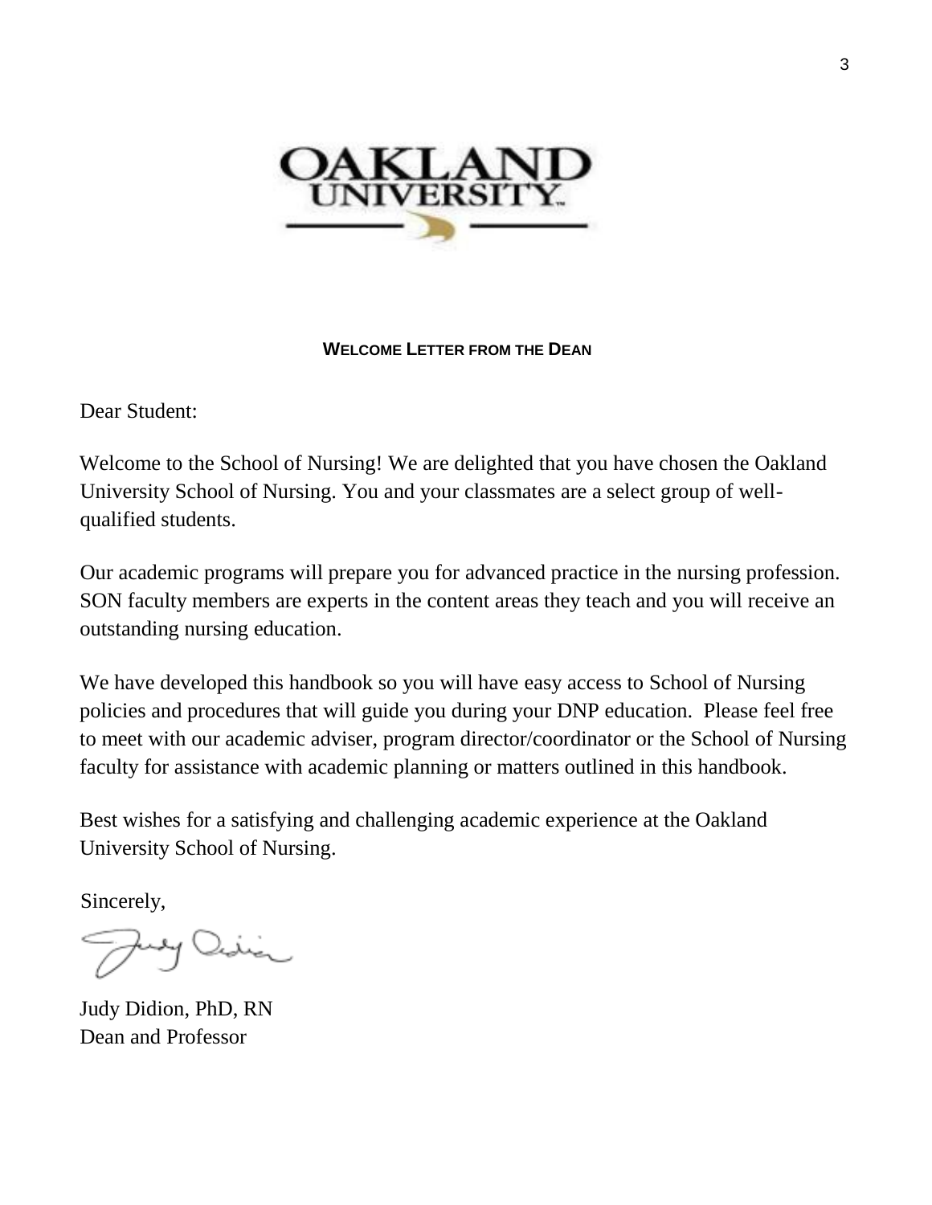## WELCOME LETTER FROM THE DEAN

Dear Student:

Welcome to the School of Nursing! We are delighted that you have chosen the Oakland University School of Nursing. You and your classmates are a select group of well-qualified students.

Our academic programs will prepare you for advanced practice in the nursing profession. SON faculty members are experts in the content areas they teach and you will receive an outstanding nursing education.

We have developed this handbook so you will have easy access to School of Nursing policies and procedures that will guide you during your DNP education. Please feel free to meet with our academic adviser, program director/coordinator or the School of Nursing faculty for assistance with academic planning or matters outlined in this handbook.

Best wishes for a satisfying and challenging academic experience at the Oakland University School of Nursing.

Sincerely,

Judy Didion, PhD, RN
Dean and Professor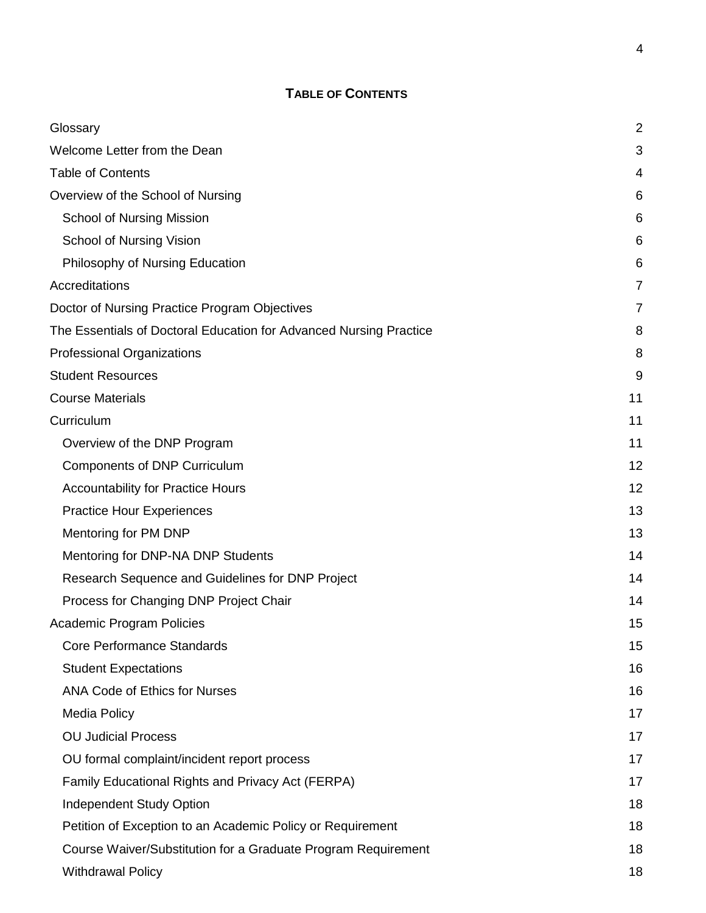## TABLE OF CONTENTS

| | |
|---|---|
| Glossary | 2 |
| Welcome Letter from the Dean | 3 |
| Table of Contents | 4 |
| Overview of the School of Nursing | 6 |
| School of Nursing Mission | 6 |
| School of Nursing Vision | 6 |
| Philosophy of Nursing Education | 6 |
| Accreditations | 7 |
| Doctor of Nursing Practice Program Objectives | 7 |
| The Essentials of Doctoral Education for Advanced Nursing Practice | 8 |
| Professional Organizations | 8 |
| Student Resources | 9 |
| Course Materials | 11 |
| Curriculum | 11 |
| Overview of the DNP Program | 11 |
| Components of DNP Curriculum | 12 |
| Accountability for Practice Hours | 12 |
| Practice Hour Experiences | 13 |
| Mentoring for PM DNP | 13 |
| Mentoring for DNP-NA DNP Students | 14 |
| Research Sequence and Guidelines for DNP Project | 14 |
| Process for Changing DNP Project Chair | 14 |
| Academic Program Policies | 15 |
| Core Performance Standards | 15 |
| Student Expectations | 16 |
| ANA Code of Ethics for Nurses | 16 |
| Media Policy | 17 |
| OU Judicial Process | 17 |
| OU formal complaint/incident report process | 17 |
| Family Educational Rights and Privacy Act (FERPA) | 17 |
| Independent Study Option | 18 |
| Petition of Exception to an Academic Policy or Requirement | 18 |
| Course Waiver/Substitution for a Graduate Program Requirement | 18 |
| Withdrawal Policy | 18 |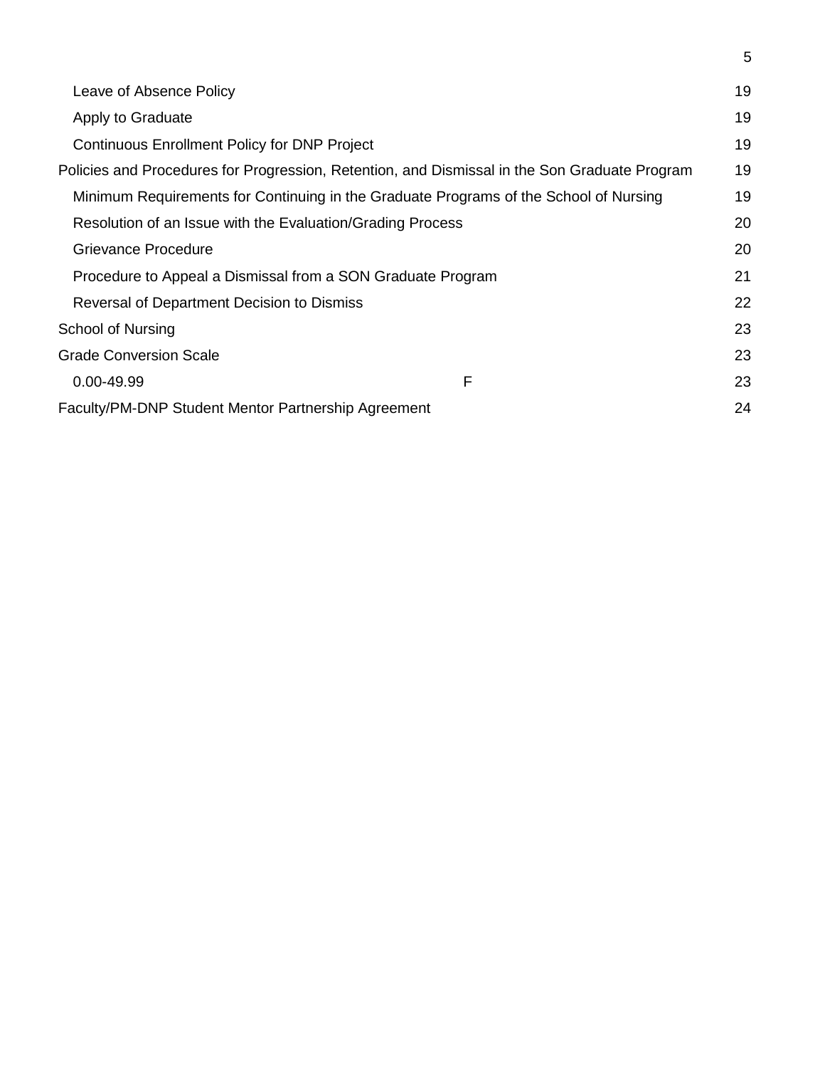| | | |
|---|---|---|
| Leave of Absence Policy | | 19 |
| Apply to Graduate | | 19 |
| Continuous Enrollment Policy for DNP Project | | 19 |
| Policies and Procedures for Progression, Retention, and Dismissal in the Son Graduate Program | | 19 |
| Minimum Requirements for Continuing in the Graduate Programs of the School of Nursing | | 19 |
| Resolution of an Issue with the Evaluation/Grading Process | | 20 |
| Grievance Procedure | | 20 |
| Procedure to Appeal a Dismissal from a SON Graduate Program | | 21 |
| Reversal of Department Decision to Dismiss | | 22 |
| School of Nursing | | 23 |
| Grade Conversion Scale | | 23 |
| 0.00-49.99 | F | 23 |
| Faculty/PM-DNP Student Mentor Partnership Agreement | | 24 |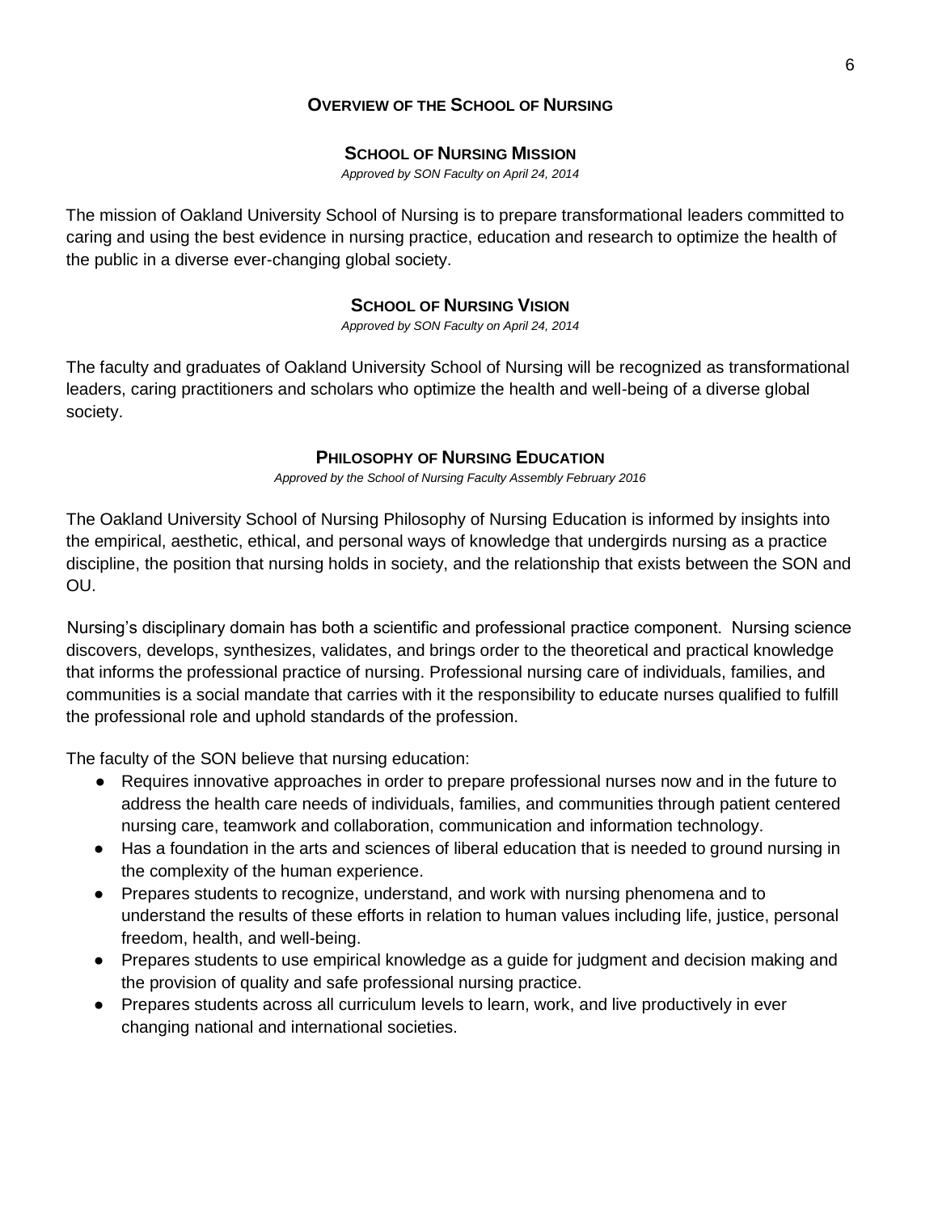## Overview of the School of Nursing

### School of Nursing Mission

*Approved by SON Faculty on April 24, 2014*

The mission of Oakland University School of Nursing is to prepare transformational leaders committed to caring and using the best evidence in nursing practice, education and research to optimize the health of the public in a diverse ever-changing global society.

### School of Nursing Vision

*Approved by SON Faculty on April 24, 2014*

The faculty and graduates of Oakland University School of Nursing will be recognized as transformational leaders, caring practitioners and scholars who optimize the health and well-being of a diverse global society.

### Philosophy of Nursing Education

*Approved by the School of Nursing Faculty Assembly February 2016*

The Oakland University School of Nursing Philosophy of Nursing Education is informed by insights into the empirical, aesthetic, ethical, and personal ways of knowledge that undergirds nursing as a practice discipline, the position that nursing holds in society, and the relationship that exists between the SON and OU.

Nursing's disciplinary domain has both a scientific and professional practice component. Nursing science discovers, develops, synthesizes, validates, and brings order to the theoretical and practical knowledge that informs the professional practice of nursing. Professional nursing care of individuals, families, and communities is a social mandate that carries with it the responsibility to educate nurses qualified to fulfill the professional role and uphold standards of the profession.

The faculty of the SON believe that nursing education:

- Requires innovative approaches in order to prepare professional nurses now and in the future to address the health care needs of individuals, families, and communities through patient centered nursing care, teamwork and collaboration, communication and information technology.
- Has a foundation in the arts and sciences of liberal education that is needed to ground nursing in the complexity of the human experience.
- Prepares students to recognize, understand, and work with nursing phenomena and to understand the results of these efforts in relation to human values including life, justice, personal freedom, health, and well-being.
- Prepares students to use empirical knowledge as a guide for judgment and decision making and the provision of quality and safe professional nursing practice.
- Prepares students across all curriculum levels to learn, work, and live productively in ever changing national and international societies.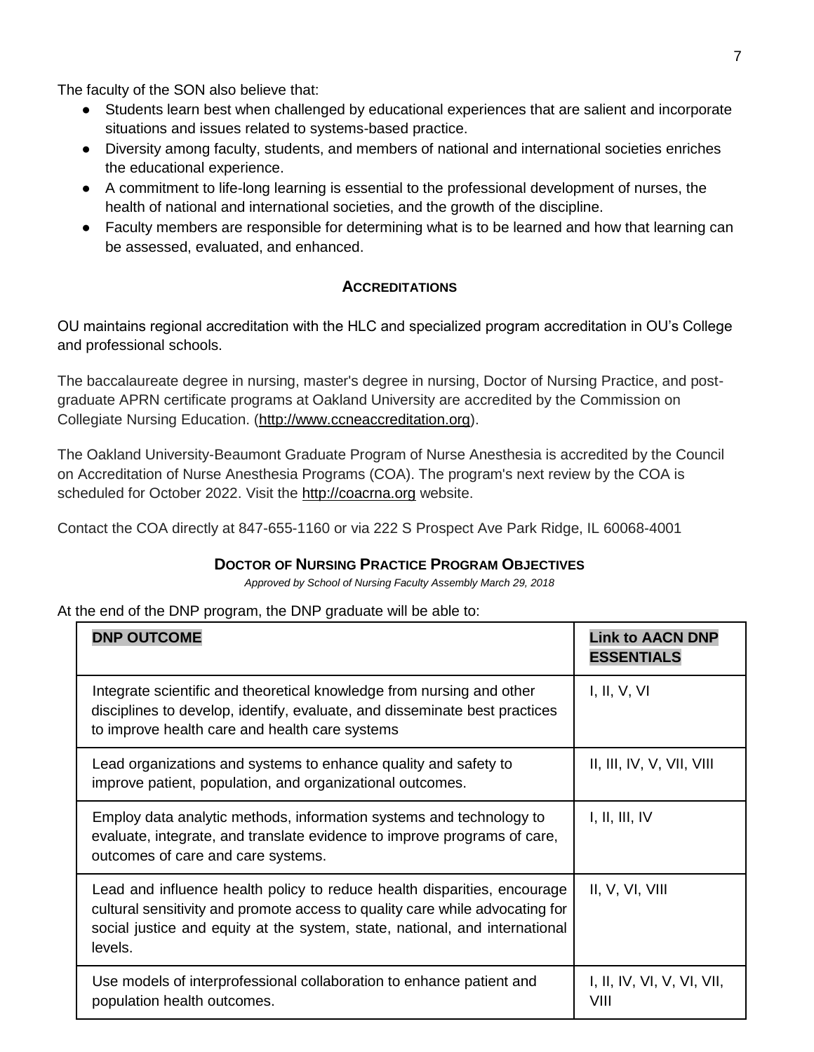The faculty of the SON also believe that:

- Students learn best when challenged by educational experiences that are salient and incorporate situations and issues related to systems-based practice.
- Diversity among faculty, students, and members of national and international societies enriches the educational experience.
- A commitment to life-long learning is essential to the professional development of nurses, the health of national and international societies, and the growth of the discipline.
- Faculty members are responsible for determining what is to be learned and how that learning can be assessed, evaluated, and enhanced.

## ACCREDITATIONS

OU maintains regional accreditation with the HLC and specialized program accreditation in OU's College and professional schools.

The baccalaureate degree in nursing, master's degree in nursing, Doctor of Nursing Practice, and post-graduate APRN certificate programs at Oakland University are accredited by the Commission on Collegiate Nursing Education. (http://www.ccneaccreditation.org).

The Oakland University-Beaumont Graduate Program of Nurse Anesthesia is accredited by the Council on Accreditation of Nurse Anesthesia Programs (COA). The program's next review by the COA is scheduled for October 2022. Visit the http://coacrna.org website.

Contact the COA directly at 847-655-1160 or via 222 S Prospect Ave Park Ridge, IL 60068-4001

## DOCTOR OF NURSING PRACTICE PROGRAM OBJECTIVES

*Approved by School of Nursing Faculty Assembly March 29, 2018*

At the end of the DNP program, the DNP graduate will be able to:

| DNP OUTCOME | Link to AACN DNP ESSENTIALS |
|---|---|
| Integrate scientific and theoretical knowledge from nursing and other disciplines to develop, identify, evaluate, and disseminate best practices to improve health care and health care systems | I, II, V, VI |
| Lead organizations and systems to enhance quality and safety to improve patient, population, and organizational outcomes. | II, III, IV, V, VII, VIII |
| Employ data analytic methods, information systems and technology to evaluate, integrate, and translate evidence to improve programs of care, outcomes of care and care systems. | I, II, III, IV |
| Lead and influence health policy to reduce health disparities, encourage cultural sensitivity and promote access to quality care while advocating for social justice and equity at the system, state, national, and international levels. | II, V, VI, VIII |
| Use models of interprofessional collaboration to enhance patient and population health outcomes. | I, II, IV, VI, V, VI, VII, VIII |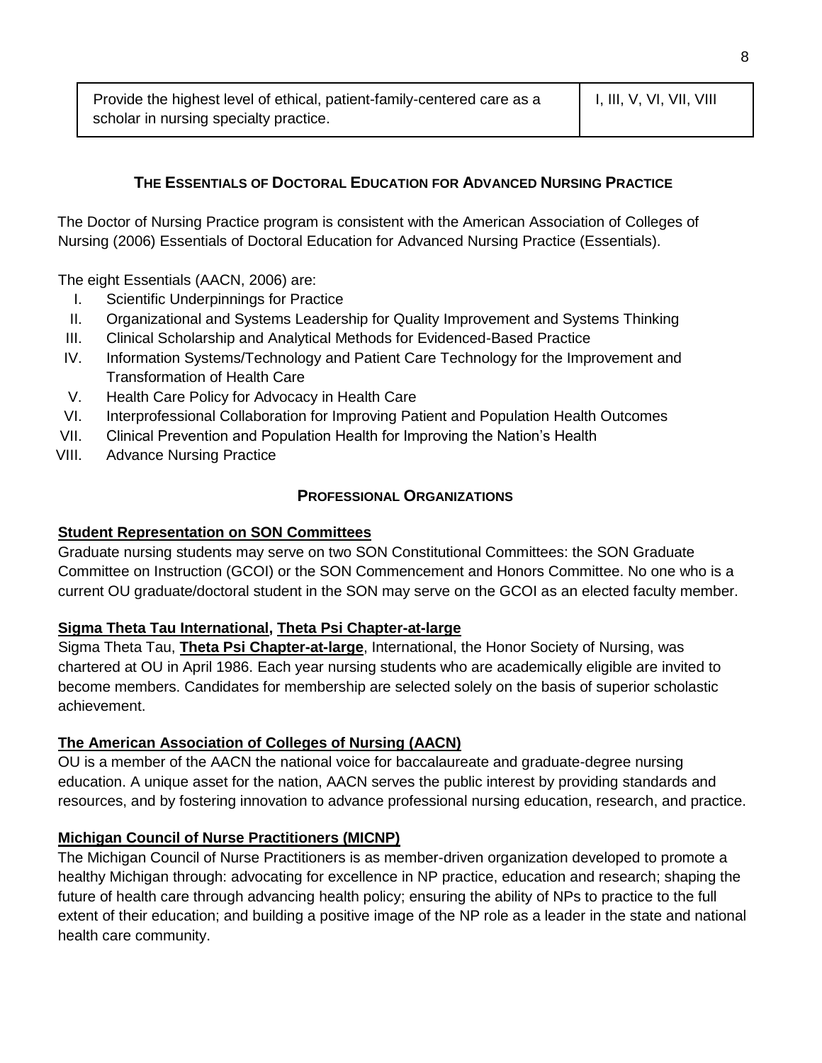| Provide the highest level of ethical, patient-family-centered care as a scholar in nursing specialty practice. | I, III, V, VI, VII, VIII |
|---|---|

## THE ESSENTIALS OF DOCTORAL EDUCATION FOR ADVANCED NURSING PRACTICE

The Doctor of Nursing Practice program is consistent with the American Association of Colleges of Nursing (2006) Essentials of Doctoral Education for Advanced Nursing Practice (Essentials).

The eight Essentials (AACN, 2006) are:

I. Scientific Underpinnings for Practice
II. Organizational and Systems Leadership for Quality Improvement and Systems Thinking
III. Clinical Scholarship and Analytical Methods for Evidenced-Based Practice
IV. Information Systems/Technology and Patient Care Technology for the Improvement and Transformation of Health Care
V. Health Care Policy for Advocacy in Health Care
VI. Interprofessional Collaboration for Improving Patient and Population Health Outcomes
VII. Clinical Prevention and Population Health for Improving the Nation's Health
VIII. Advance Nursing Practice

## PROFESSIONAL ORGANIZATIONS

### Student Representation on SON Committees

Graduate nursing students may serve on two SON Constitutional Committees: the SON Graduate Committee on Instruction (GCOI) or the SON Commencement and Honors Committee. No one who is a current OU graduate/doctoral student in the SON may serve on the GCOI as an elected faculty member.

### Sigma Theta Tau International, Theta Psi Chapter-at-large

Sigma Theta Tau, **Theta Psi Chapter-at-large**, International, the Honor Society of Nursing, was chartered at OU in April 1986. Each year nursing students who are academically eligible are invited to become members. Candidates for membership are selected solely on the basis of superior scholastic achievement.

### The American Association of Colleges of Nursing (AACN)

OU is a member of the AACN the national voice for baccalaureate and graduate-degree nursing education. A unique asset for the nation, AACN serves the public interest by providing standards and resources, and by fostering innovation to advance professional nursing education, research, and practice.

### Michigan Council of Nurse Practitioners (MICNP)

The Michigan Council of Nurse Practitioners is as member-driven organization developed to promote a healthy Michigan through: advocating for excellence in NP practice, education and research; shaping the future of health care through advancing health policy; ensuring the ability of NPs to practice to the full extent of their education; and building a positive image of the NP role as a leader in the state and national health care community.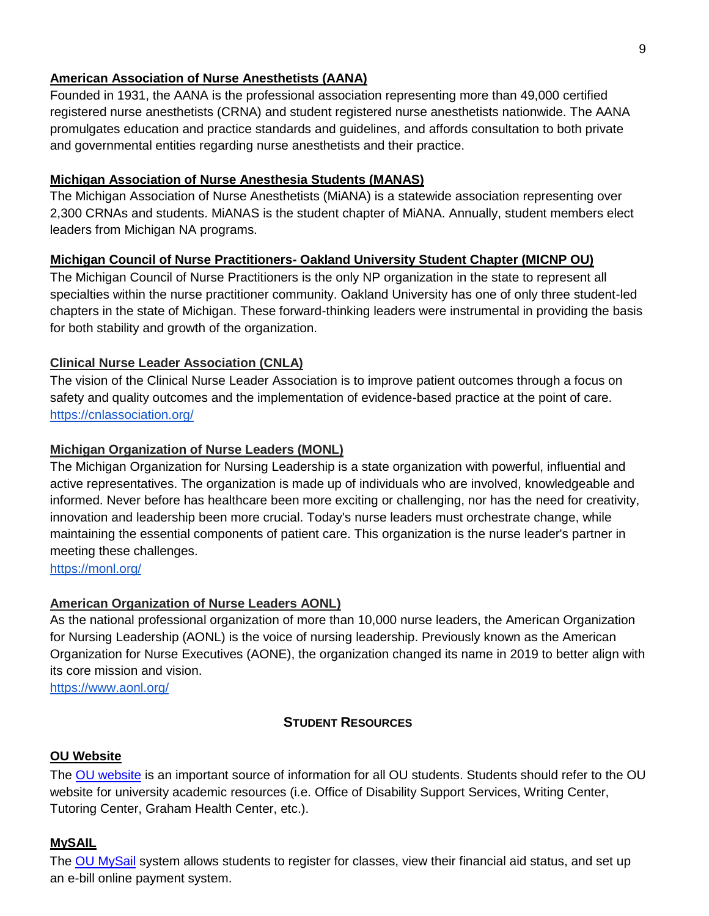**American Association of Nurse Anesthetists (AANA)**

Founded in 1931, the AANA is the professional association representing more than 49,000 certified registered nurse anesthetists (CRNA) and student registered nurse anesthetists nationwide. The AANA promulgates education and practice standards and guidelines, and affords consultation to both private and governmental entities regarding nurse anesthetists and their practice.

**Michigan Association of Nurse Anesthesia Students (MANAS)**

The Michigan Association of Nurse Anesthetists (MiANA) is a statewide association representing over 2,300 CRNAs and students. MiANAS is the student chapter of MiANA. Annually, student members elect leaders from Michigan NA programs.

**Michigan Council of Nurse Practitioners- Oakland University Student Chapter (MICNP OU)**

The Michigan Council of Nurse Practitioners is the only NP organization in the state to represent all specialties within the nurse practitioner community. Oakland University has one of only three student-led chapters in the state of Michigan. These forward-thinking leaders were instrumental in providing the basis for both stability and growth of the organization.

**Clinical Nurse Leader Association (CNLA)**

The vision of the Clinical Nurse Leader Association is to improve patient outcomes through a focus on safety and quality outcomes and the implementation of evidence-based practice at the point of care.
https://cnlassociation.org/

**Michigan Organization of Nurse Leaders (MONL)**

The Michigan Organization for Nursing Leadership is a state organization with powerful, influential and active representatives. The organization is made up of individuals who are involved, knowledgeable and informed. Never before has healthcare been more exciting or challenging, nor has the need for creativity, innovation and leadership been more crucial. Today's nurse leaders must orchestrate change, while maintaining the essential components of patient care. This organization is the nurse leader's partner in meeting these challenges.
https://monl.org/

**American Organization of Nurse Leaders AONL)**

As the national professional organization of more than 10,000 nurse leaders, the American Organization for Nursing Leadership (AONL) is the voice of nursing leadership. Previously known as the American Organization for Nurse Executives (AONE), the organization changed its name in 2019 to better align with its core mission and vision.
https://www.aonl.org/

## Student Resources

**OU Website**

The OU website is an important source of information for all OU students. Students should refer to the OU website for university academic resources (i.e. Office of Disability Support Services, Writing Center, Tutoring Center, Graham Health Center, etc.).

**MySAIL**

The OU MySail system allows students to register for classes, view their financial aid status, and set up an e-bill online payment system.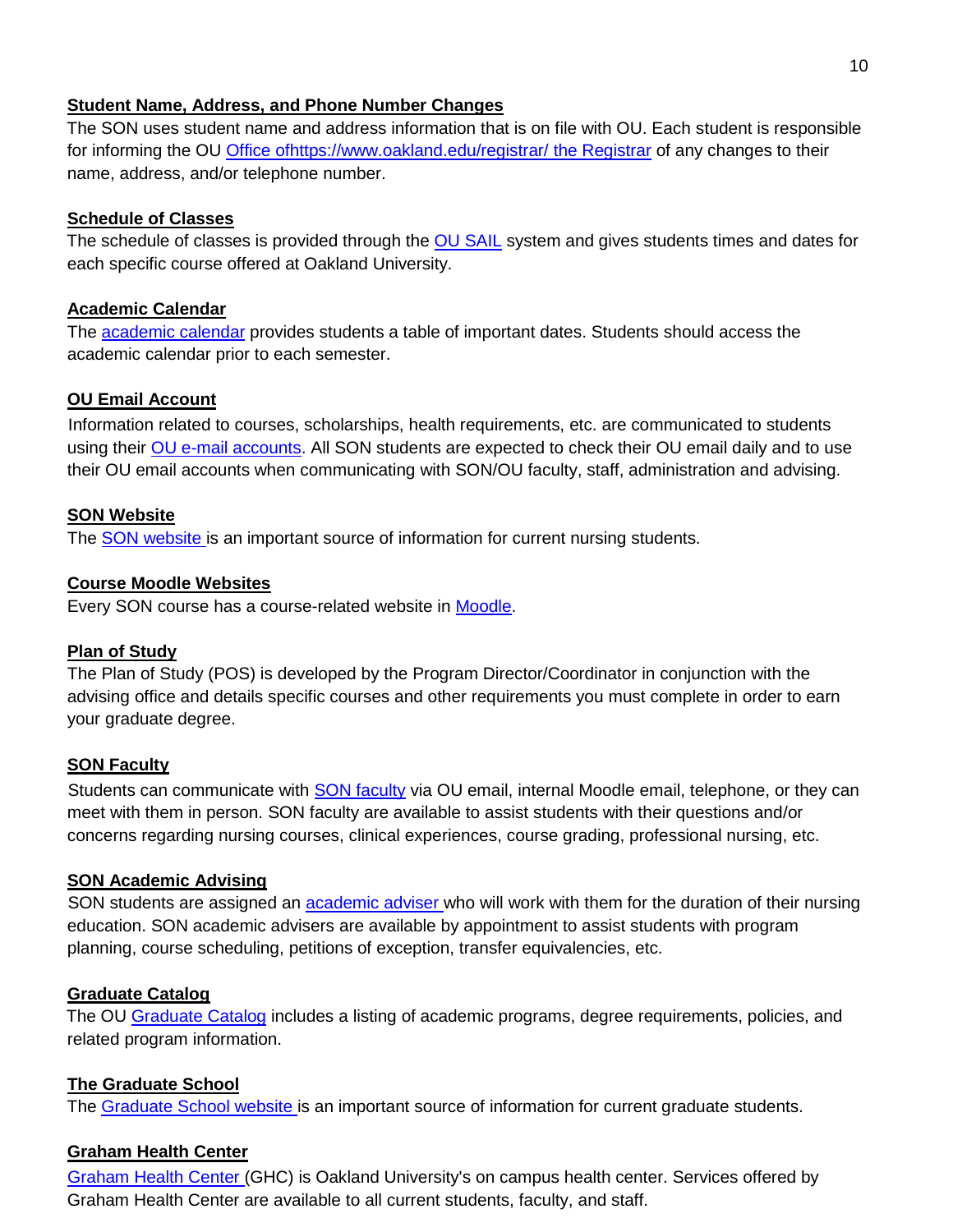**Student Name, Address, and Phone Number Changes**

The SON uses student name and address information that is on file with OU. Each student is responsible for informing the OU Office ofhttps://www.oakland.edu/registrar/ the Registrar of any changes to their name, address, and/or telephone number.

**Schedule of Classes**

The schedule of classes is provided through the OU SAIL system and gives students times and dates for each specific course offered at Oakland University.

**Academic Calendar**

The academic calendar provides students a table of important dates. Students should access the academic calendar prior to each semester.

**OU Email Account**

Information related to courses, scholarships, health requirements, etc. are communicated to students using their OU e-mail accounts. All SON students are expected to check their OU email daily and to use their OU email accounts when communicating with SON/OU faculty, staff, administration and advising.

**SON Website**

The SON website is an important source of information for current nursing students.

**Course Moodle Websites**

Every SON course has a course-related website in Moodle.

**Plan of Study**

The Plan of Study (POS) is developed by the Program Director/Coordinator in conjunction with the advising office and details specific courses and other requirements you must complete in order to earn your graduate degree.

**SON Faculty**

Students can communicate with SON faculty via OU email, internal Moodle email, telephone, or they can meet with them in person. SON faculty are available to assist students with their questions and/or concerns regarding nursing courses, clinical experiences, course grading, professional nursing, etc.

**SON Academic Advising**

SON students are assigned an academic adviser who will work with them for the duration of their nursing education. SON academic advisers are available by appointment to assist students with program planning, course scheduling, petitions of exception, transfer equivalencies, etc.

**Graduate Catalog**

The OU Graduate Catalog includes a listing of academic programs, degree requirements, policies, and related program information.

**The Graduate School**

The Graduate School website is an important source of information for current graduate students.

**Graham Health Center**

Graham Health Center (GHC) is Oakland University's on campus health center. Services offered by Graham Health Center are available to all current students, faculty, and staff.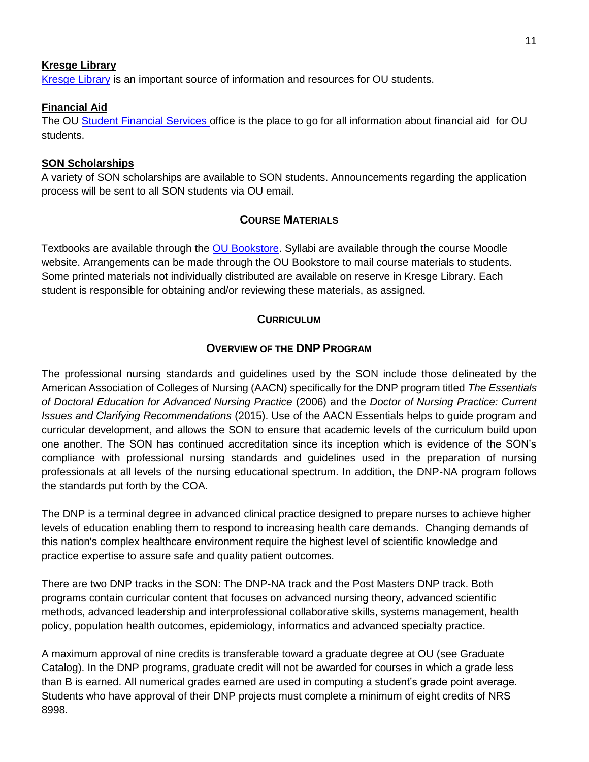**Kresge Library**

Kresge Library is an important source of information and resources for OU students.

**Financial Aid**

The OU Student Financial Services office is the place to go for all information about financial aid for OU students.

**SON Scholarships**

A variety of SON scholarships are available to SON students. Announcements regarding the application process will be sent to all SON students via OU email.

## Course Materials

Textbooks are available through the OU Bookstore. Syllabi are available through the course Moodle website. Arrangements can be made through the OU Bookstore to mail course materials to students. Some printed materials not individually distributed are available on reserve in Kresge Library. Each student is responsible for obtaining and/or reviewing these materials, as assigned.

## Curriculum

### Overview of the DNP Program

The professional nursing standards and guidelines used by the SON include those delineated by the American Association of Colleges of Nursing (AACN) specifically for the DNP program titled *The Essentials of Doctoral Education for Advanced Nursing Practice* (2006) and the *Doctor of Nursing Practice: Current Issues and Clarifying Recommendations* (2015). Use of the AACN Essentials helps to guide program and curricular development, and allows the SON to ensure that academic levels of the curriculum build upon one another. The SON has continued accreditation since its inception which is evidence of the SON's compliance with professional nursing standards and guidelines used in the preparation of nursing professionals at all levels of the nursing educational spectrum. In addition, the DNP-NA program follows the standards put forth by the COA.

The DNP is a terminal degree in advanced clinical practice designed to prepare nurses to achieve higher levels of education enabling them to respond to increasing health care demands. Changing demands of this nation's complex healthcare environment require the highest level of scientific knowledge and practice expertise to assure safe and quality patient outcomes.

There are two DNP tracks in the SON: The DNP-NA track and the Post Masters DNP track. Both programs contain curricular content that focuses on advanced nursing theory, advanced scientific methods, advanced leadership and interprofessional collaborative skills, systems management, health policy, population health outcomes, epidemiology, informatics and advanced specialty practice.

A maximum approval of nine credits is transferable toward a graduate degree at OU (see Graduate Catalog). In the DNP programs, graduate credit will not be awarded for courses in which a grade less than B is earned. All numerical grades earned are used in computing a student's grade point average. Students who have approval of their DNP projects must complete a minimum of eight credits of NRS 8998.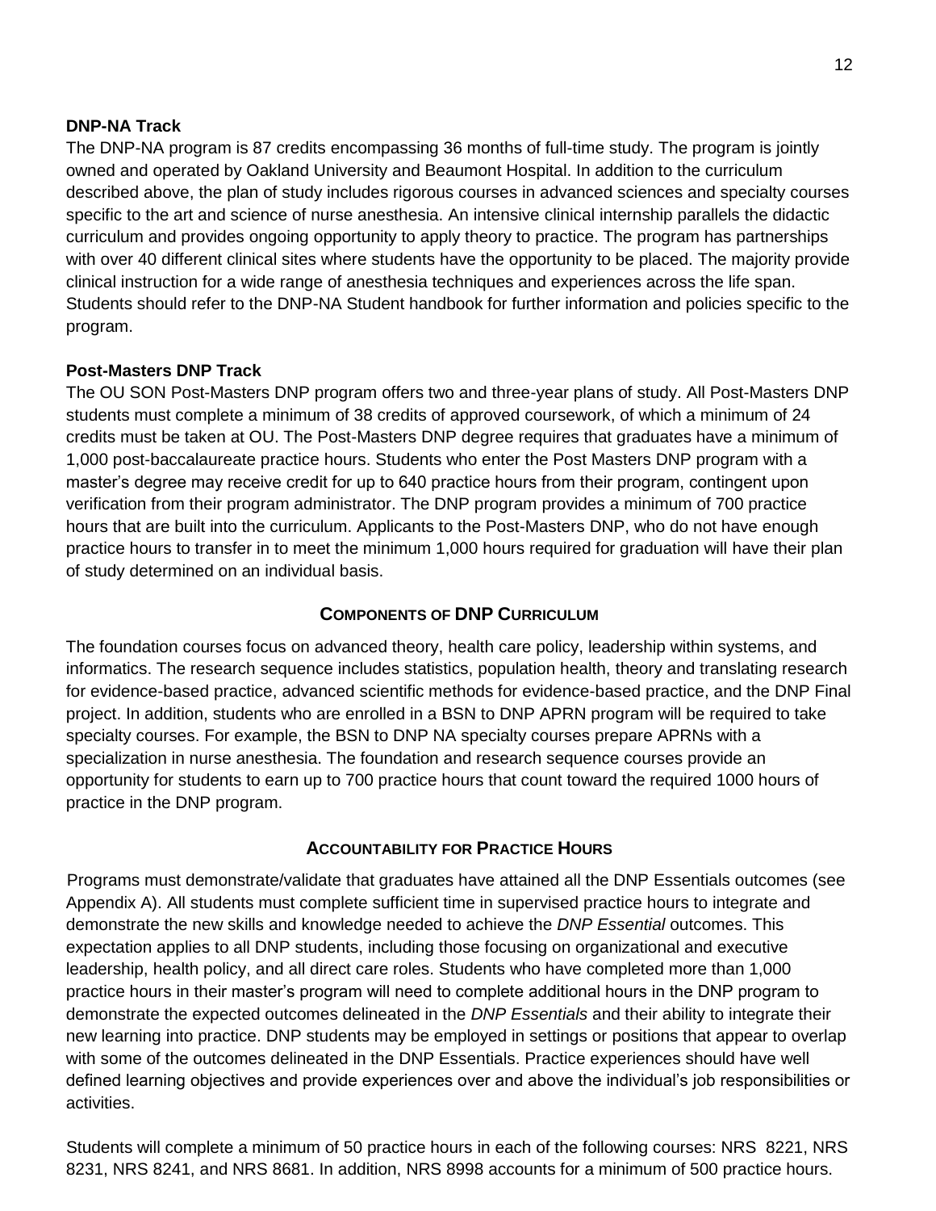### DNP-NA Track

The DNP-NA program is 87 credits encompassing 36 months of full-time study. The program is jointly owned and operated by Oakland University and Beaumont Hospital. In addition to the curriculum described above, the plan of study includes rigorous courses in advanced sciences and specialty courses specific to the art and science of nurse anesthesia. An intensive clinical internship parallels the didactic curriculum and provides ongoing opportunity to apply theory to practice. The program has partnerships with over 40 different clinical sites where students have the opportunity to be placed. The majority provide clinical instruction for a wide range of anesthesia techniques and experiences across the life span. Students should refer to the DNP-NA Student handbook for further information and policies specific to the program.

### Post-Masters DNP Track

The OU SON Post-Masters DNP program offers two and three-year plans of study. All Post-Masters DNP students must complete a minimum of 38 credits of approved coursework, of which a minimum of 24 credits must be taken at OU. The Post-Masters DNP degree requires that graduates have a minimum of 1,000 post-baccalaureate practice hours. Students who enter the Post Masters DNP program with a master's degree may receive credit for up to 640 practice hours from their program, contingent upon verification from their program administrator. The DNP program provides a minimum of 700 practice hours that are built into the curriculum. Applicants to the Post-Masters DNP, who do not have enough practice hours to transfer in to meet the minimum 1,000 hours required for graduation will have their plan of study determined on an individual basis.

## Components of DNP Curriculum

The foundation courses focus on advanced theory, health care policy, leadership within systems, and informatics. The research sequence includes statistics, population health, theory and translating research for evidence-based practice, advanced scientific methods for evidence-based practice, and the DNP Final project. In addition, students who are enrolled in a BSN to DNP APRN program will be required to take specialty courses. For example, the BSN to DNP NA specialty courses prepare APRNs with a specialization in nurse anesthesia. The foundation and research sequence courses provide an opportunity for students to earn up to 700 practice hours that count toward the required 1000 hours of practice in the DNP program.

## Accountability for Practice Hours

Programs must demonstrate/validate that graduates have attained all the DNP Essentials outcomes (see Appendix A). All students must complete sufficient time in supervised practice hours to integrate and demonstrate the new skills and knowledge needed to achieve the *DNP Essential* outcomes. This expectation applies to all DNP students, including those focusing on organizational and executive leadership, health policy, and all direct care roles. Students who have completed more than 1,000 practice hours in their master's program will need to complete additional hours in the DNP program to demonstrate the expected outcomes delineated in the *DNP Essentials* and their ability to integrate their new learning into practice. DNP students may be employed in settings or positions that appear to overlap with some of the outcomes delineated in the DNP Essentials. Practice experiences should have well defined learning objectives and provide experiences over and above the individual's job responsibilities or activities.

Students will complete a minimum of 50 practice hours in each of the following courses: NRS 8221, NRS 8231, NRS 8241, and NRS 8681. In addition, NRS 8998 accounts for a minimum of 500 practice hours.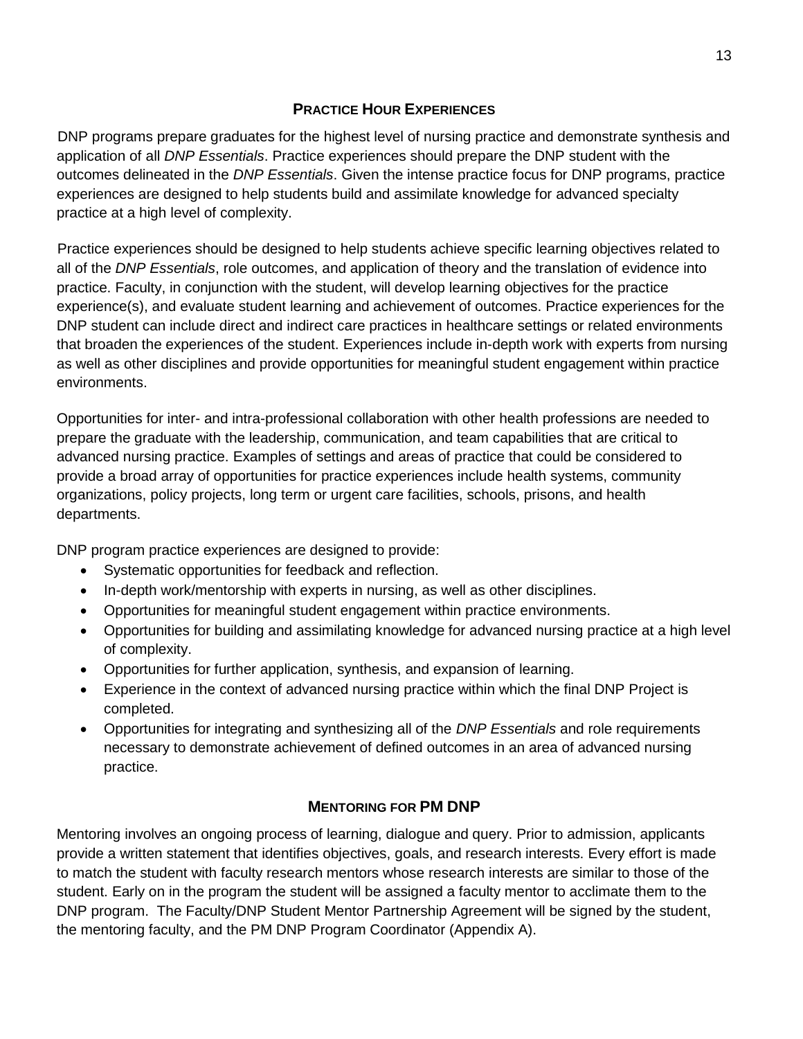## Practice Hour Experiences

DNP programs prepare graduates for the highest level of nursing practice and demonstrate synthesis and application of all *DNP Essentials*. Practice experiences should prepare the DNP student with the outcomes delineated in the *DNP Essentials*. Given the intense practice focus for DNP programs, practice experiences are designed to help students build and assimilate knowledge for advanced specialty practice at a high level of complexity.

Practice experiences should be designed to help students achieve specific learning objectives related to all of the *DNP Essentials*, role outcomes, and application of theory and the translation of evidence into practice. Faculty, in conjunction with the student, will develop learning objectives for the practice experience(s), and evaluate student learning and achievement of outcomes. Practice experiences for the DNP student can include direct and indirect care practices in healthcare settings or related environments that broaden the experiences of the student. Experiences include in-depth work with experts from nursing as well as other disciplines and provide opportunities for meaningful student engagement within practice environments.

Opportunities for inter- and intra-professional collaboration with other health professions are needed to prepare the graduate with the leadership, communication, and team capabilities that are critical to advanced nursing practice. Examples of settings and areas of practice that could be considered to provide a broad array of opportunities for practice experiences include health systems, community organizations, policy projects, long term or urgent care facilities, schools, prisons, and health departments.

DNP program practice experiences are designed to provide:

- Systematic opportunities for feedback and reflection.
- In-depth work/mentorship with experts in nursing, as well as other disciplines.
- Opportunities for meaningful student engagement within practice environments.
- Opportunities for building and assimilating knowledge for advanced nursing practice at a high level of complexity.
- Opportunities for further application, synthesis, and expansion of learning.
- Experience in the context of advanced nursing practice within which the final DNP Project is completed.
- Opportunities for integrating and synthesizing all of the *DNP Essentials* and role requirements necessary to demonstrate achievement of defined outcomes in an area of advanced nursing practice.

## Mentoring for PM DNP

Mentoring involves an ongoing process of learning, dialogue and query. Prior to admission, applicants provide a written statement that identifies objectives, goals, and research interests. Every effort is made to match the student with faculty research mentors whose research interests are similar to those of the student. Early on in the program the student will be assigned a faculty mentor to acclimate them to the DNP program. The Faculty/DNP Student Mentor Partnership Agreement will be signed by the student, the mentoring faculty, and the PM DNP Program Coordinator (Appendix A).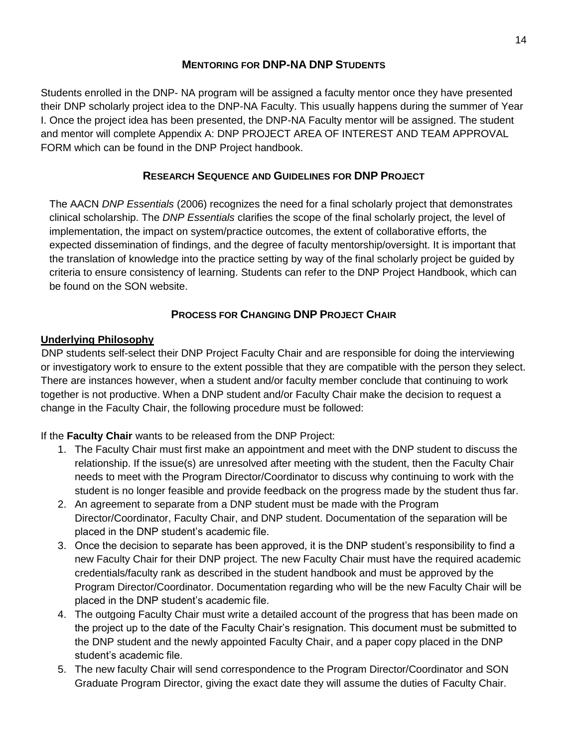## MENTORING FOR DNP-NA DNP STUDENTS

Students enrolled in the DNP- NA program will be assigned a faculty mentor once they have presented their DNP scholarly project idea to the DNP-NA Faculty. This usually happens during the summer of Year I. Once the project idea has been presented, the DNP-NA Faculty mentor will be assigned. The student and mentor will complete Appendix A: DNP PROJECT AREA OF INTEREST AND TEAM APPROVAL FORM which can be found in the DNP Project handbook.

## RESEARCH SEQUENCE AND GUIDELINES FOR DNP PROJECT

The AACN *DNP Essentials* (2006) recognizes the need for a final scholarly project that demonstrates clinical scholarship. The *DNP Essentials* clarifies the scope of the final scholarly project, the level of implementation, the impact on system/practice outcomes, the extent of collaborative efforts, the expected dissemination of findings, and the degree of faculty mentorship/oversight. It is important that the translation of knowledge into the practice setting by way of the final scholarly project be guided by criteria to ensure consistency of learning. Students can refer to the DNP Project Handbook, which can be found on the SON website.

## PROCESS FOR CHANGING DNP PROJECT CHAIR

**Underlying Philosophy**

DNP students self-select their DNP Project Faculty Chair and are responsible for doing the interviewing or investigatory work to ensure to the extent possible that they are compatible with the person they select. There are instances however, when a student and/or faculty member conclude that continuing to work together is not productive. When a DNP student and/or Faculty Chair make the decision to request a change in the Faculty Chair, the following procedure must be followed:

If the **Faculty Chair** wants to be released from the DNP Project:

1. The Faculty Chair must first make an appointment and meet with the DNP student to discuss the relationship. If the issue(s) are unresolved after meeting with the student, then the Faculty Chair needs to meet with the Program Director/Coordinator to discuss why continuing to work with the student is no longer feasible and provide feedback on the progress made by the student thus far.
2. An agreement to separate from a DNP student must be made with the Program Director/Coordinator, Faculty Chair, and DNP student. Documentation of the separation will be placed in the DNP student's academic file.
3. Once the decision to separate has been approved, it is the DNP student's responsibility to find a new Faculty Chair for their DNP project. The new Faculty Chair must have the required academic credentials/faculty rank as described in the student handbook and must be approved by the Program Director/Coordinator. Documentation regarding who will be the new Faculty Chair will be placed in the DNP student's academic file.
4. The outgoing Faculty Chair must write a detailed account of the progress that has been made on the project up to the date of the Faculty Chair's resignation. This document must be submitted to the DNP student and the newly appointed Faculty Chair, and a paper copy placed in the DNP student's academic file.
5. The new faculty Chair will send correspondence to the Program Director/Coordinator and SON Graduate Program Director, giving the exact date they will assume the duties of Faculty Chair.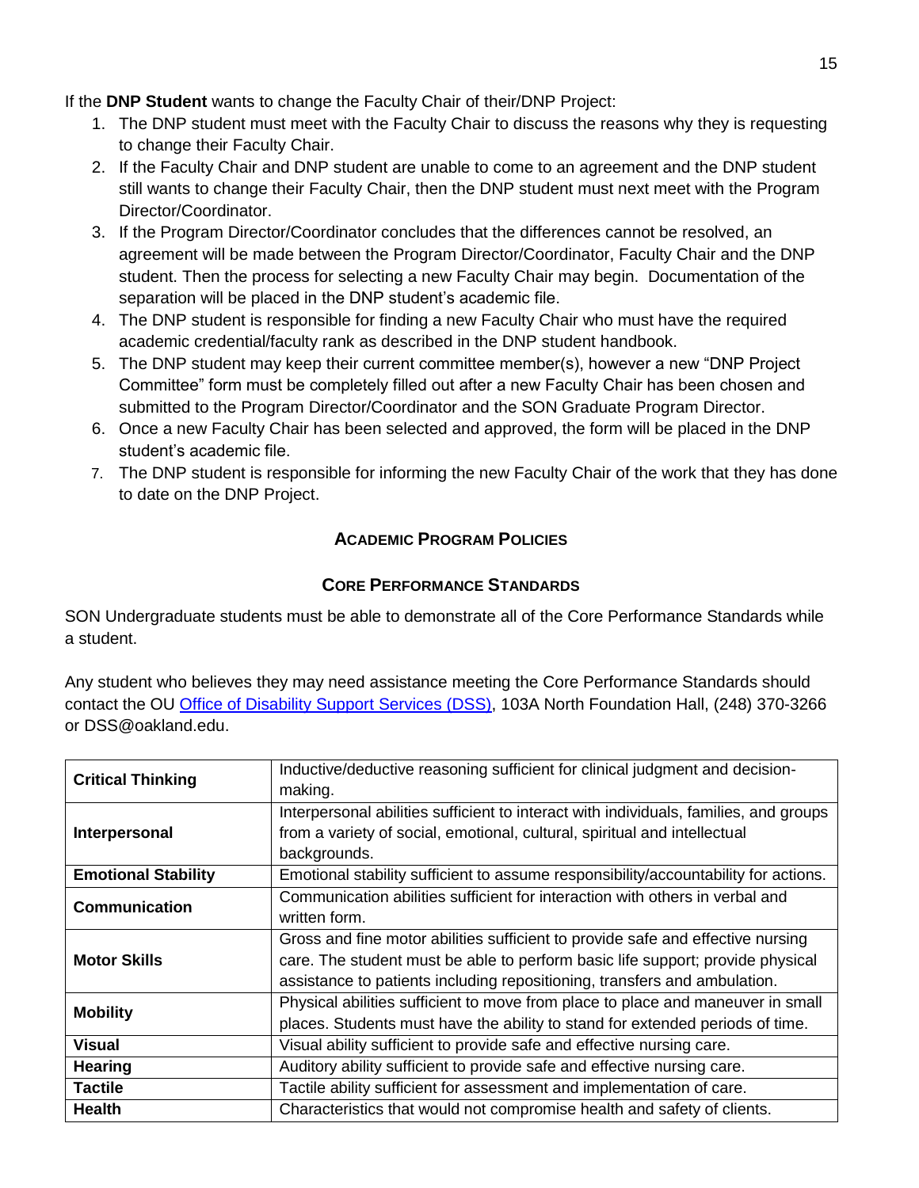If the **DNP Student** wants to change the Faculty Chair of their/DNP Project:

1. The DNP student must meet with the Faculty Chair to discuss the reasons why they is requesting to change their Faculty Chair.
2. If the Faculty Chair and DNP student are unable to come to an agreement and the DNP student still wants to change their Faculty Chair, then the DNP student must next meet with the Program Director/Coordinator.
3. If the Program Director/Coordinator concludes that the differences cannot be resolved, an agreement will be made between the Program Director/Coordinator, Faculty Chair and the DNP student. Then the process for selecting a new Faculty Chair may begin. Documentation of the separation will be placed in the DNP student's academic file.
4. The DNP student is responsible for finding a new Faculty Chair who must have the required academic credential/faculty rank as described in the DNP student handbook.
5. The DNP student may keep their current committee member(s), however a new "DNP Project Committee" form must be completely filled out after a new Faculty Chair has been chosen and submitted to the Program Director/Coordinator and the SON Graduate Program Director.
6. Once a new Faculty Chair has been selected and approved, the form will be placed in the DNP student's academic file.
7. The DNP student is responsible for informing the new Faculty Chair of the work that they has done to date on the DNP Project.

## ACADEMIC PROGRAM POLICIES

### CORE PERFORMANCE STANDARDS

SON Undergraduate students must be able to demonstrate all of the Core Performance Standards while a student.

Any student who believes they may need assistance meeting the Core Performance Standards should contact the OU Office of Disability Support Services (DSS), 103A North Foundation Hall, (248) 370-3266 or DSS@oakland.edu.

| | |
|---|---|
| **Critical Thinking** | Inductive/deductive reasoning sufficient for clinical judgment and decision-making. |
| **Interpersonal** | Interpersonal abilities sufficient to interact with individuals, families, and groups from a variety of social, emotional, cultural, spiritual and intellectual backgrounds. |
| **Emotional Stability** | Emotional stability sufficient to assume responsibility/accountability for actions. |
| **Communication** | Communication abilities sufficient for interaction with others in verbal and written form. |
| **Motor Skills** | Gross and fine motor abilities sufficient to provide safe and effective nursing care. The student must be able to perform basic life support; provide physical assistance to patients including repositioning, transfers and ambulation. |
| **Mobility** | Physical abilities sufficient to move from place to place and maneuver in small places. Students must have the ability to stand for extended periods of time. |
| **Visual** | Visual ability sufficient to provide safe and effective nursing care. |
| **Hearing** | Auditory ability sufficient to provide safe and effective nursing care. |
| **Tactile** | Tactile ability sufficient for assessment and implementation of care. |
| **Health** | Characteristics that would not compromise health and safety of clients. |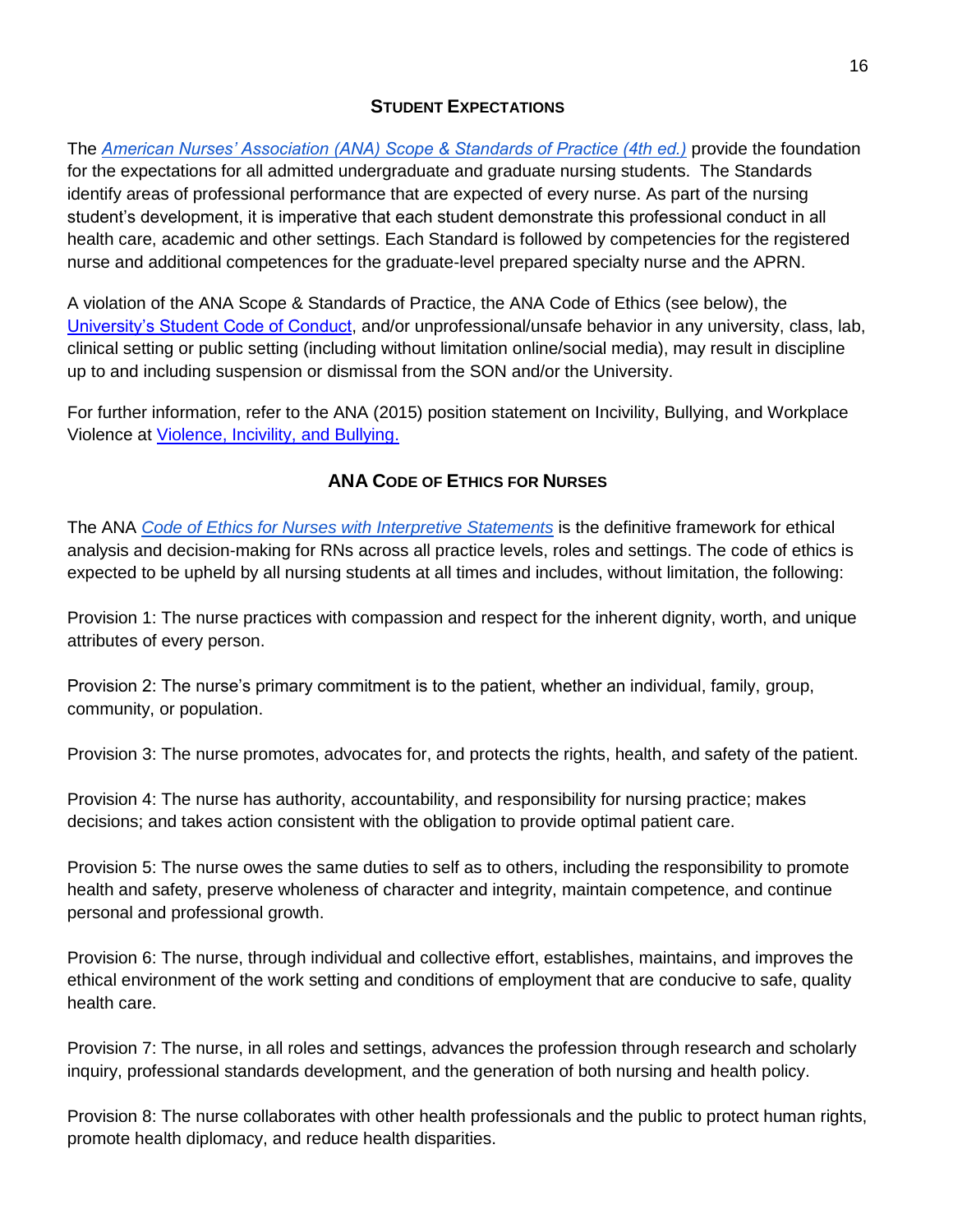## STUDENT EXPECTATIONS

The *American Nurses' Association (ANA) Scope & Standards of Practice (4th ed.)* provide the foundation for the expectations for all admitted undergraduate and graduate nursing students. The Standards identify areas of professional performance that are expected of every nurse. As part of the nursing student's development, it is imperative that each student demonstrate this professional conduct in all health care, academic and other settings. Each Standard is followed by competencies for the registered nurse and additional competences for the graduate-level prepared specialty nurse and the APRN.

A violation of the ANA Scope & Standards of Practice, the ANA Code of Ethics (see below), the University's Student Code of Conduct, and/or unprofessional/unsafe behavior in any university, class, lab, clinical setting or public setting (including without limitation online/social media), may result in discipline up to and including suspension or dismissal from the SON and/or the University.

For further information, refer to the ANA (2015) position statement on Incivility, Bullying, and Workplace Violence at Violence, Incivility, and Bullying.

## ANA CODE OF ETHICS FOR NURSES

The ANA *Code of Ethics for Nurses with Interpretive Statements* is the definitive framework for ethical analysis and decision-making for RNs across all practice levels, roles and settings. The code of ethics is expected to be upheld by all nursing students at all times and includes, without limitation, the following:

Provision 1: The nurse practices with compassion and respect for the inherent dignity, worth, and unique attributes of every person.

Provision 2: The nurse's primary commitment is to the patient, whether an individual, family, group, community, or population.

Provision 3: The nurse promotes, advocates for, and protects the rights, health, and safety of the patient.

Provision 4: The nurse has authority, accountability, and responsibility for nursing practice; makes decisions; and takes action consistent with the obligation to provide optimal patient care.

Provision 5: The nurse owes the same duties to self as to others, including the responsibility to promote health and safety, preserve wholeness of character and integrity, maintain competence, and continue personal and professional growth.

Provision 6: The nurse, through individual and collective effort, establishes, maintains, and improves the ethical environment of the work setting and conditions of employment that are conducive to safe, quality health care.

Provision 7: The nurse, in all roles and settings, advances the profession through research and scholarly inquiry, professional standards development, and the generation of both nursing and health policy.

Provision 8: The nurse collaborates with other health professionals and the public to protect human rights, promote health diplomacy, and reduce health disparities.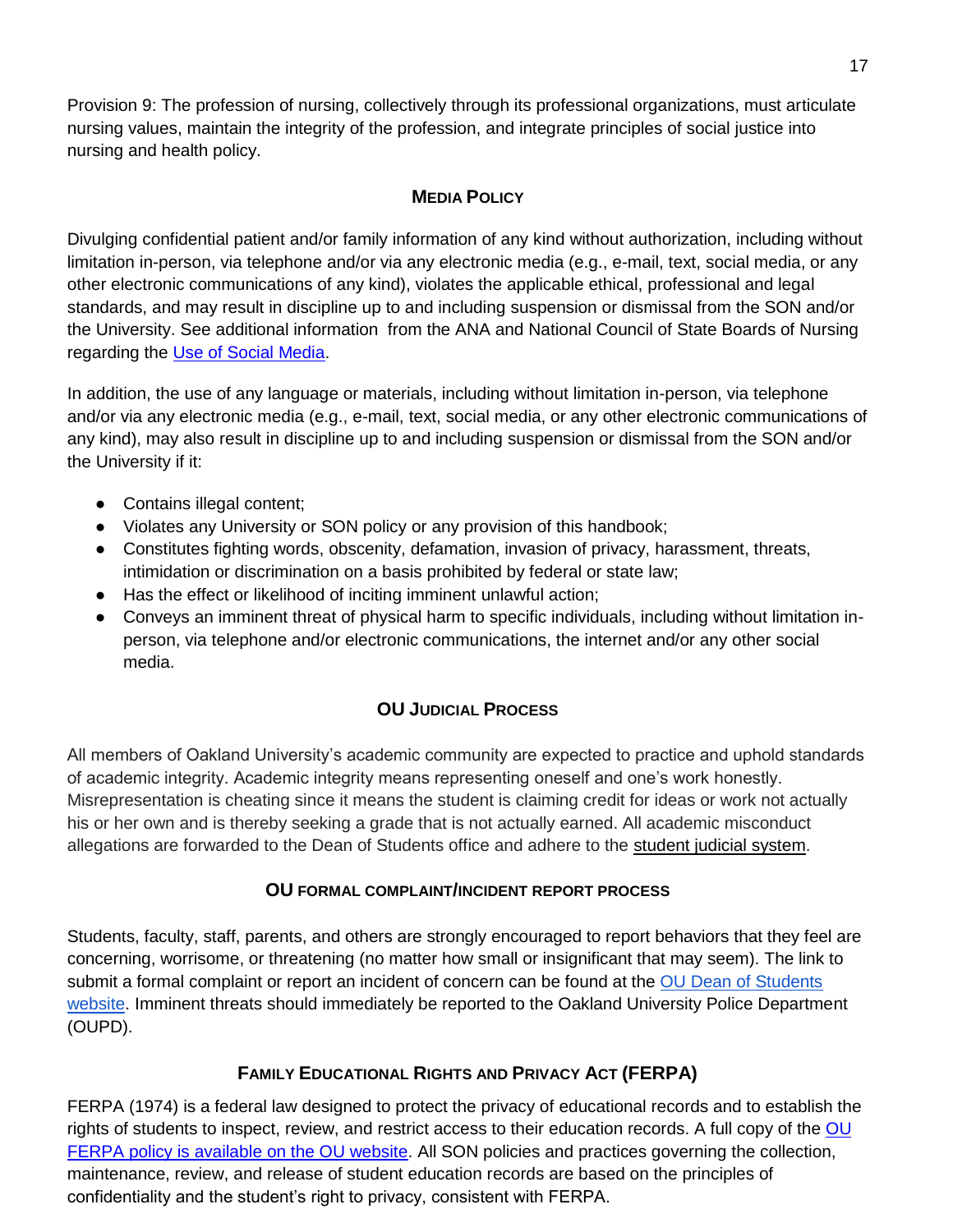Provision 9: The profession of nursing, collectively through its professional organizations, must articulate nursing values, maintain the integrity of the profession, and integrate principles of social justice into nursing and health policy.

## MEDIA POLICY

Divulging confidential patient and/or family information of any kind without authorization, including without limitation in-person, via telephone and/or via any electronic media (e.g., e-mail, text, social media, or any other electronic communications of any kind), violates the applicable ethical, professional and legal standards, and may result in discipline up to and including suspension or dismissal from the SON and/or the University. See additional information from the ANA and National Council of State Boards of Nursing regarding the Use of Social Media.

In addition, the use of any language or materials, including without limitation in-person, via telephone and/or via any electronic media (e.g., e-mail, text, social media, or any other electronic communications of any kind), may also result in discipline up to and including suspension or dismissal from the SON and/or the University if it:

- Contains illegal content;
- Violates any University or SON policy or any provision of this handbook;
- Constitutes fighting words, obscenity, defamation, invasion of privacy, harassment, threats, intimidation or discrimination on a basis prohibited by federal or state law;
- Has the effect or likelihood of inciting imminent unlawful action;
- Conveys an imminent threat of physical harm to specific individuals, including without limitation in-person, via telephone and/or electronic communications, the internet and/or any other social media.

## OU JUDICIAL PROCESS

All members of Oakland University's academic community are expected to practice and uphold standards of academic integrity. Academic integrity means representing oneself and one's work honestly. Misrepresentation is cheating since it means the student is claiming credit for ideas or work not actually his or her own and is thereby seeking a grade that is not actually earned. All academic misconduct allegations are forwarded to the Dean of Students office and adhere to the student judicial system.

## OU FORMAL COMPLAINT/INCIDENT REPORT PROCESS

Students, faculty, staff, parents, and others are strongly encouraged to report behaviors that they feel are concerning, worrisome, or threatening (no matter how small or insignificant that may seem). The link to submit a formal complaint or report an incident of concern can be found at the OU Dean of Students website. Imminent threats should immediately be reported to the Oakland University Police Department (OUPD).

## FAMILY EDUCATIONAL RIGHTS AND PRIVACY ACT (FERPA)

FERPA (1974) is a federal law designed to protect the privacy of educational records and to establish the rights of students to inspect, review, and restrict access to their education records. A full copy of the OU FERPA policy is available on the OU website. All SON policies and practices governing the collection, maintenance, review, and release of student education records are based on the principles of confidentiality and the student's right to privacy, consistent with FERPA.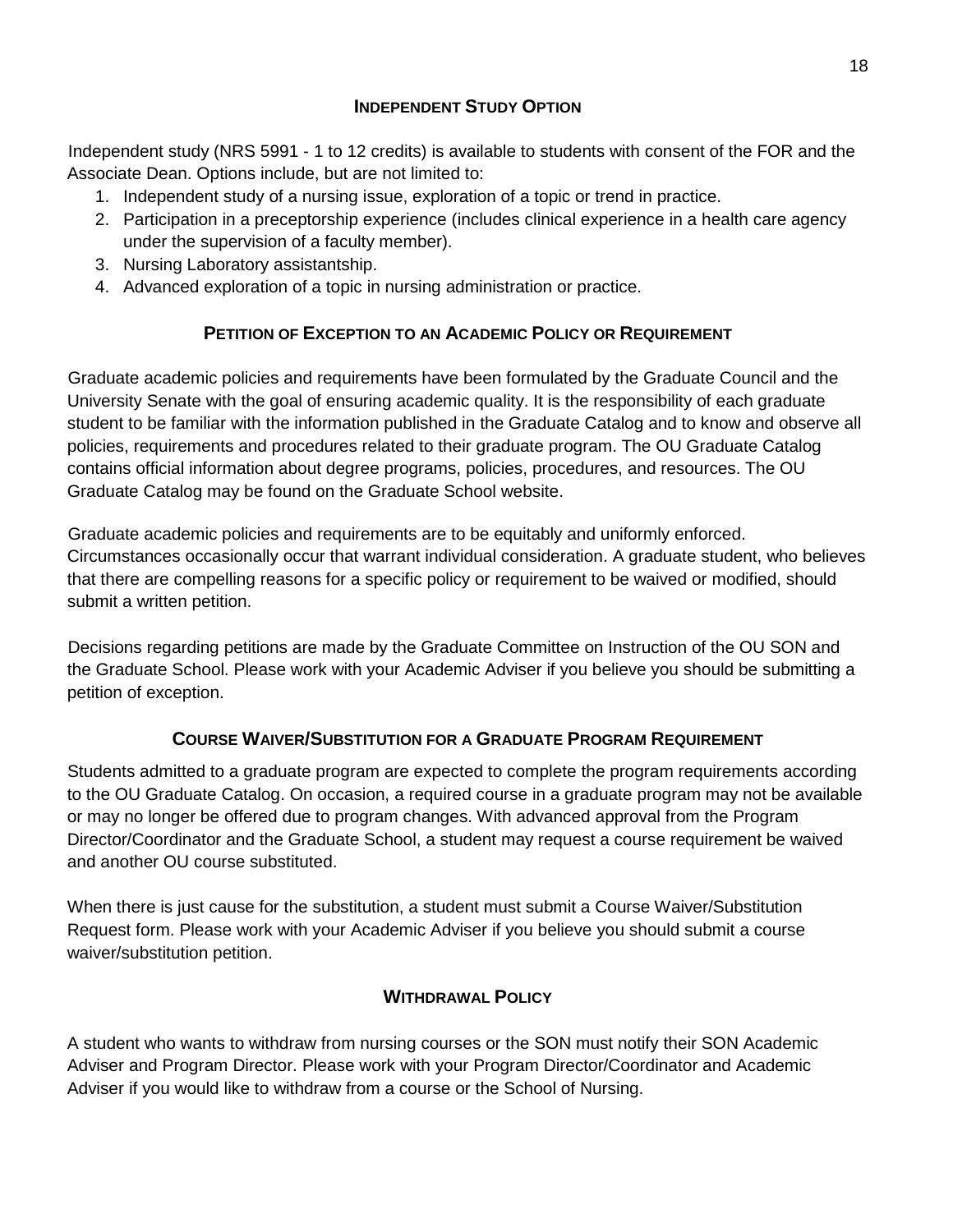## INDEPENDENT STUDY OPTION

Independent study (NRS 5991 - 1 to 12 credits) is available to students with consent of the FOR and the Associate Dean. Options include, but are not limited to:

1. Independent study of a nursing issue, exploration of a topic or trend in practice.
2. Participation in a preceptorship experience (includes clinical experience in a health care agency under the supervision of a faculty member).
3. Nursing Laboratory assistantship.
4. Advanced exploration of a topic in nursing administration or practice.

## PETITION OF EXCEPTION TO AN ACADEMIC POLICY OR REQUIREMENT

Graduate academic policies and requirements have been formulated by the Graduate Council and the University Senate with the goal of ensuring academic quality. It is the responsibility of each graduate student to be familiar with the information published in the Graduate Catalog and to know and observe all policies, requirements and procedures related to their graduate program. The OU Graduate Catalog contains official information about degree programs, policies, procedures, and resources. The OU Graduate Catalog may be found on the Graduate School website.

Graduate academic policies and requirements are to be equitably and uniformly enforced. Circumstances occasionally occur that warrant individual consideration. A graduate student, who believes that there are compelling reasons for a specific policy or requirement to be waived or modified, should submit a written petition.

Decisions regarding petitions are made by the Graduate Committee on Instruction of the OU SON and the Graduate School. Please work with your Academic Adviser if you believe you should be submitting a petition of exception.

## COURSE WAIVER/SUBSTITUTION FOR A GRADUATE PROGRAM REQUIREMENT

Students admitted to a graduate program are expected to complete the program requirements according to the OU Graduate Catalog. On occasion, a required course in a graduate program may not be available or may no longer be offered due to program changes. With advanced approval from the Program Director/Coordinator and the Graduate School, a student may request a course requirement be waived and another OU course substituted.

When there is just cause for the substitution, a student must submit a Course Waiver/Substitution Request form. Please work with your Academic Adviser if you believe you should submit a course waiver/substitution petition.

## WITHDRAWAL POLICY

A student who wants to withdraw from nursing courses or the SON must notify their SON Academic Adviser and Program Director. Please work with your Program Director/Coordinator and Academic Adviser if you would like to withdraw from a course or the School of Nursing.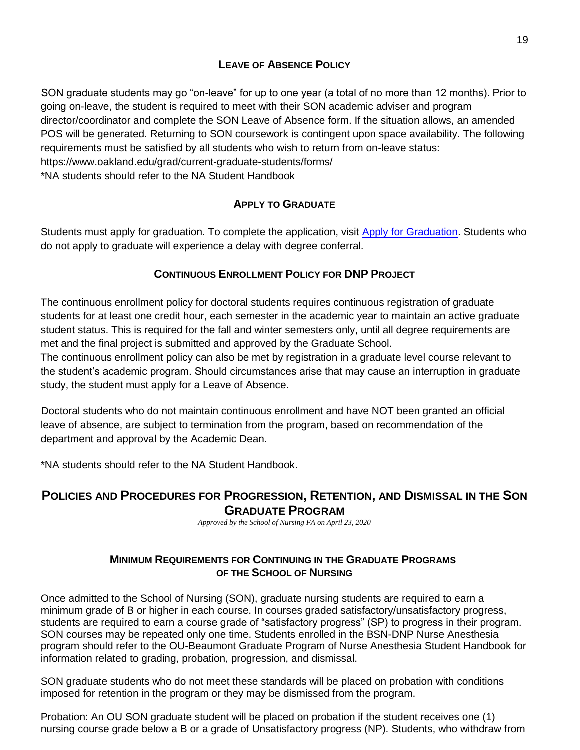## Leave of Absence Policy

SON graduate students may go "on-leave" for up to one year (a total of no more than 12 months). Prior to going on-leave, the student is required to meet with their SON academic adviser and program director/coordinator and complete the SON Leave of Absence form. If the situation allows, an amended POS will be generated. Returning to SON coursework is contingent upon space availability. The following requirements must be satisfied by all students who wish to return from on-leave status: https://www.oakland.edu/grad/current-graduate-students/forms/
*NA students should refer to the NA Student Handbook

## Apply to Graduate

Students must apply for graduation. To complete the application, visit [Apply for Graduation]. Students who do not apply to graduate will experience a delay with degree conferral.

## Continuous Enrollment Policy for DNP Project

The continuous enrollment policy for doctoral students requires continuous registration of graduate students for at least one credit hour, each semester in the academic year to maintain an active graduate student status. This is required for the fall and winter semesters only, until all degree requirements are met and the final project is submitted and approved by the Graduate School.
The continuous enrollment policy can also be met by registration in a graduate level course relevant to the student's academic program. Should circumstances arise that may cause an interruption in graduate study, the student must apply for a Leave of Absence.

Doctoral students who do not maintain continuous enrollment and have NOT been granted an official leave of absence, are subject to termination from the program, based on recommendation of the department and approval by the Academic Dean.

*NA students should refer to the NA Student Handbook.

# Policies and Procedures for Progression, Retention, and Dismissal in the SON Graduate Program

*Approved by the School of Nursing FA on April 23, 2020*

## Minimum Requirements for Continuing in the Graduate Programs of the School of Nursing

Once admitted to the School of Nursing (SON), graduate nursing students are required to earn a minimum grade of B or higher in each course. In courses graded satisfactory/unsatisfactory progress, students are required to earn a course grade of "satisfactory progress" (SP) to progress in their program. SON courses may be repeated only one time. Students enrolled in the BSN-DNP Nurse Anesthesia program should refer to the OU-Beaumont Graduate Program of Nurse Anesthesia Student Handbook for information related to grading, probation, progression, and dismissal.

SON graduate students who do not meet these standards will be placed on probation with conditions imposed for retention in the program or they may be dismissed from the program.

Probation: An OU SON graduate student will be placed on probation if the student receives one (1) nursing course grade below a B or a grade of Unsatisfactory progress (NP). Students, who withdraw from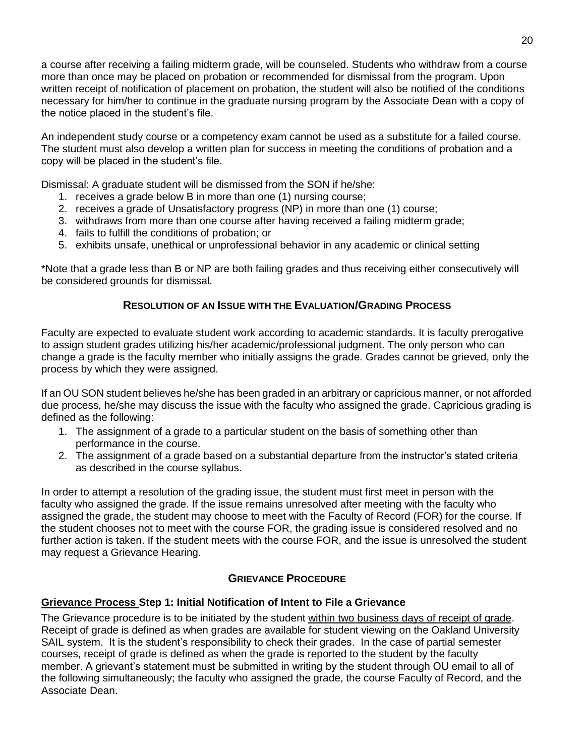a course after receiving a failing midterm grade, will be counseled. Students who withdraw from a course more than once may be placed on probation or recommended for dismissal from the program. Upon written receipt of notification of placement on probation, the student will also be notified of the conditions necessary for him/her to continue in the graduate nursing program by the Associate Dean with a copy of the notice placed in the student's file.

An independent study course or a competency exam cannot be used as a substitute for a failed course. The student must also develop a written plan for success in meeting the conditions of probation and a copy will be placed in the student's file.

Dismissal: A graduate student will be dismissed from the SON if he/she:

1. receives a grade below B in more than one (1) nursing course;
2. receives a grade of Unsatisfactory progress (NP) in more than one (1) course;
3. withdraws from more than one course after having received a failing midterm grade;
4. fails to fulfill the conditions of probation; or
5. exhibits unsafe, unethical or unprofessional behavior in any academic or clinical setting

*Note that a grade less than B or NP are both failing grades and thus receiving either consecutively will be considered grounds for dismissal.

## RESOLUTION OF AN ISSUE WITH THE EVALUATION/GRADING PROCESS

Faculty are expected to evaluate student work according to academic standards. It is faculty prerogative to assign student grades utilizing his/her academic/professional judgment. The only person who can change a grade is the faculty member who initially assigns the grade. Grades cannot be grieved, only the process by which they were assigned.

If an OU SON student believes he/she has been graded in an arbitrary or capricious manner, or not afforded due process, he/she may discuss the issue with the faculty who assigned the grade. Capricious grading is defined as the following:

1. The assignment of a grade to a particular student on the basis of something other than performance in the course.
2. The assignment of a grade based on a substantial departure from the instructor's stated criteria as described in the course syllabus.

In order to attempt a resolution of the grading issue, the student must first meet in person with the faculty who assigned the grade. If the issue remains unresolved after meeting with the faculty who assigned the grade, the student may choose to meet with the Faculty of Record (FOR) for the course. If the student chooses not to meet with the course FOR, the grading issue is considered resolved and no further action is taken. If the student meets with the course FOR, and the issue is unresolved the student may request a Grievance Hearing.

## GRIEVANCE PROCEDURE

**Grievance Process Step 1: Initial Notification of Intent to File a Grievance**

The Grievance procedure is to be initiated by the student within two business days of receipt of grade. Receipt of grade is defined as when grades are available for student viewing on the Oakland University SAIL system. It is the student's responsibility to check their grades. In the case of partial semester courses, receipt of grade is defined as when the grade is reported to the student by the faculty member. A grievant's statement must be submitted in writing by the student through OU email to all of the following simultaneously; the faculty who assigned the grade, the course Faculty of Record, and the Associate Dean.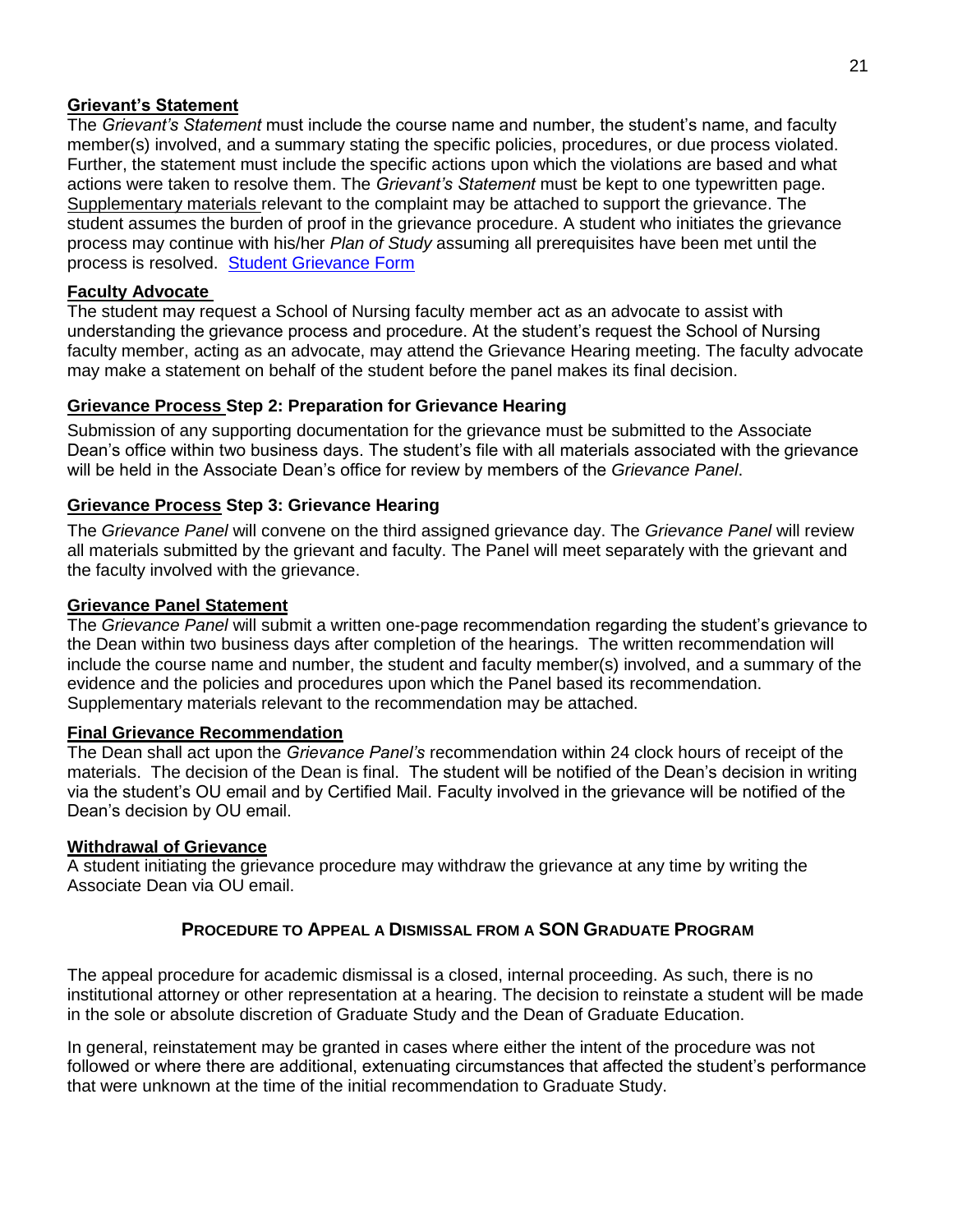**Grievant's Statement**

The *Grievant's Statement* must include the course name and number, the student's name, and faculty member(s) involved, and a summary stating the specific policies, procedures, or due process violated. Further, the statement must include the specific actions upon which the violations are based and what actions were taken to resolve them. The *Grievant's Statement* must be kept to one typewritten page. Supplementary materials relevant to the complaint may be attached to support the grievance. The student assumes the burden of proof in the grievance procedure. A student who initiates the grievance process may continue with his/her *Plan of Study* assuming all prerequisites have been met until the process is resolved. [Student Grievance Form]

**Faculty Advocate**

The student may request a School of Nursing faculty member act as an advocate to assist with understanding the grievance process and procedure. At the student's request the School of Nursing faculty member, acting as an advocate, may attend the Grievance Hearing meeting. The faculty advocate may make a statement on behalf of the student before the panel makes its final decision.

**Grievance Process Step 2: Preparation for Grievance Hearing**

Submission of any supporting documentation for the grievance must be submitted to the Associate Dean's office within two business days. The student's file with all materials associated with the grievance will be held in the Associate Dean's office for review by members of the *Grievance Panel*.

**Grievance Process Step 3: Grievance Hearing**

The *Grievance Panel* will convene on the third assigned grievance day. The *Grievance Panel* will review all materials submitted by the grievant and faculty. The Panel will meet separately with the grievant and the faculty involved with the grievance.

**Grievance Panel Statement**

The *Grievance Panel* will submit a written one-page recommendation regarding the student's grievance to the Dean within two business days after completion of the hearings. The written recommendation will include the course name and number, the student and faculty member(s) involved, and a summary of the evidence and the policies and procedures upon which the Panel based its recommendation. Supplementary materials relevant to the recommendation may be attached.

**Final Grievance Recommendation**

The Dean shall act upon the *Grievance Panel's* recommendation within 24 clock hours of receipt of the materials. The decision of the Dean is final. The student will be notified of the Dean's decision in writing via the student's OU email and by Certified Mail. Faculty involved in the grievance will be notified of the Dean's decision by OU email.

**Withdrawal of Grievance**

A student initiating the grievance procedure may withdraw the grievance at any time by writing the Associate Dean via OU email.

## PROCEDURE TO APPEAL A DISMISSAL FROM A SON GRADUATE PROGRAM

The appeal procedure for academic dismissal is a closed, internal proceeding. As such, there is no institutional attorney or other representation at a hearing. The decision to reinstate a student will be made in the sole or absolute discretion of Graduate Study and the Dean of Graduate Education.

In general, reinstatement may be granted in cases where either the intent of the procedure was not followed or where there are additional, extenuating circumstances that affected the student's performance that were unknown at the time of the initial recommendation to Graduate Study.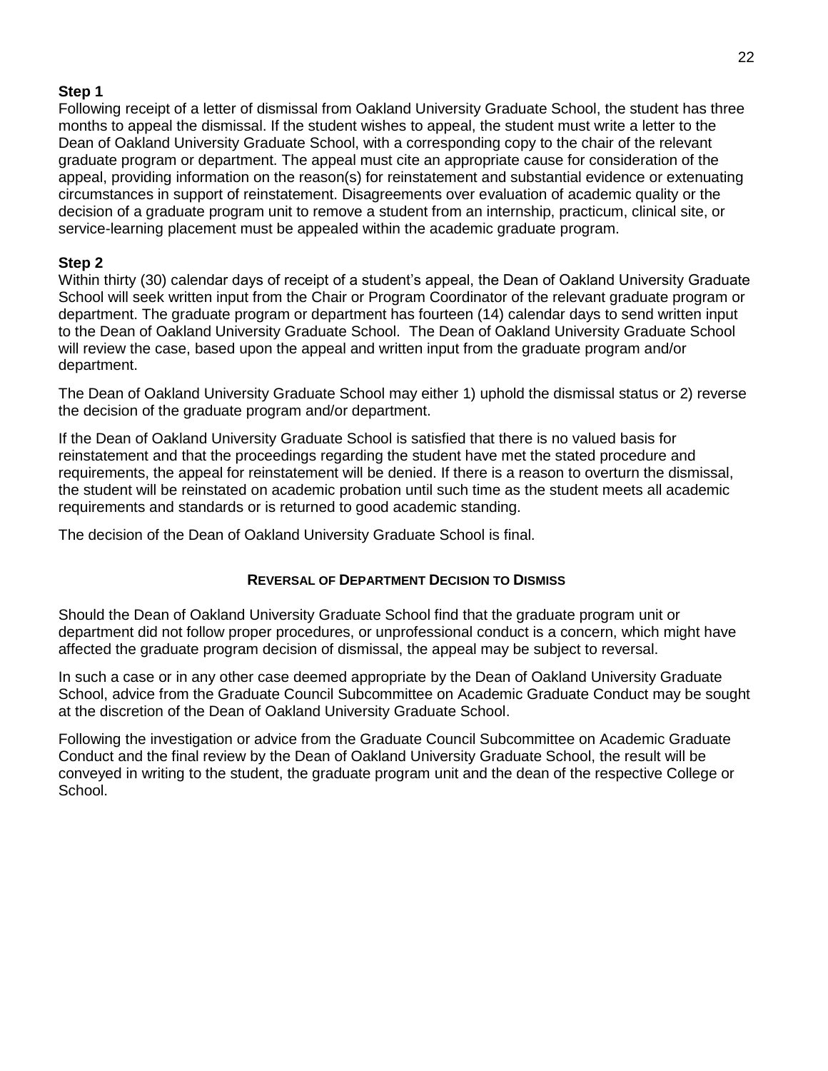**Step 1**

Following receipt of a letter of dismissal from Oakland University Graduate School, the student has three months to appeal the dismissal. If the student wishes to appeal, the student must write a letter to the Dean of Oakland University Graduate School, with a corresponding copy to the chair of the relevant graduate program or department. The appeal must cite an appropriate cause for consideration of the appeal, providing information on the reason(s) for reinstatement and substantial evidence or extenuating circumstances in support of reinstatement. Disagreements over evaluation of academic quality or the decision of a graduate program unit to remove a student from an internship, practicum, clinical site, or service-learning placement must be appealed within the academic graduate program.

**Step 2**

Within thirty (30) calendar days of receipt of a student's appeal, the Dean of Oakland University Graduate School will seek written input from the Chair or Program Coordinator of the relevant graduate program or department. The graduate program or department has fourteen (14) calendar days to send written input to the Dean of Oakland University Graduate School. The Dean of Oakland University Graduate School will review the case, based upon the appeal and written input from the graduate program and/or department.

The Dean of Oakland University Graduate School may either 1) uphold the dismissal status or 2) reverse the decision of the graduate program and/or department.

If the Dean of Oakland University Graduate School is satisfied that there is no valued basis for reinstatement and that the proceedings regarding the student have met the stated procedure and requirements, the appeal for reinstatement will be denied. If there is a reason to overturn the dismissal, the student will be reinstated on academic probation until such time as the student meets all academic requirements and standards or is returned to good academic standing.

The decision of the Dean of Oakland University Graduate School is final.

## Reversal of Department Decision to Dismiss

Should the Dean of Oakland University Graduate School find that the graduate program unit or department did not follow proper procedures, or unprofessional conduct is a concern, which might have affected the graduate program decision of dismissal, the appeal may be subject to reversal.

In such a case or in any other case deemed appropriate by the Dean of Oakland University Graduate School, advice from the Graduate Council Subcommittee on Academic Graduate Conduct may be sought at the discretion of the Dean of Oakland University Graduate School.

Following the investigation or advice from the Graduate Council Subcommittee on Academic Graduate Conduct and the final review by the Dean of Oakland University Graduate School, the result will be conveyed in writing to the student, the graduate program unit and the dean of the respective College or School.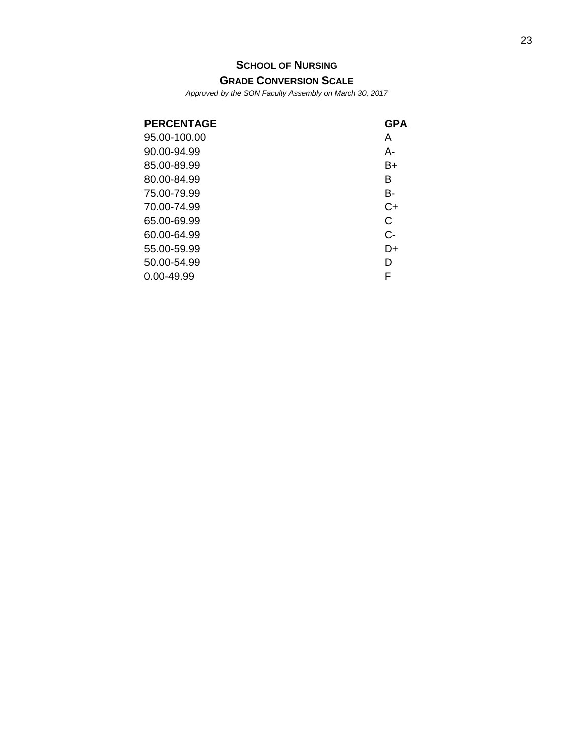## School of Nursing

### Grade Conversion Scale

*Approved by the SON Faculty Assembly on March 30, 2017*

| PERCENTAGE | GPA |
|---|---|
| 95.00-100.00 | A |
| 90.00-94.99 | A- |
| 85.00-89.99 | B+ |
| 80.00-84.99 | B |
| 75.00-79.99 | B- |
| 70.00-74.99 | C+ |
| 65.00-69.99 | C |
| 60.00-64.99 | C- |
| 55.00-59.99 | D+ |
| 50.00-54.99 | D |
| 0.00-49.99 | F |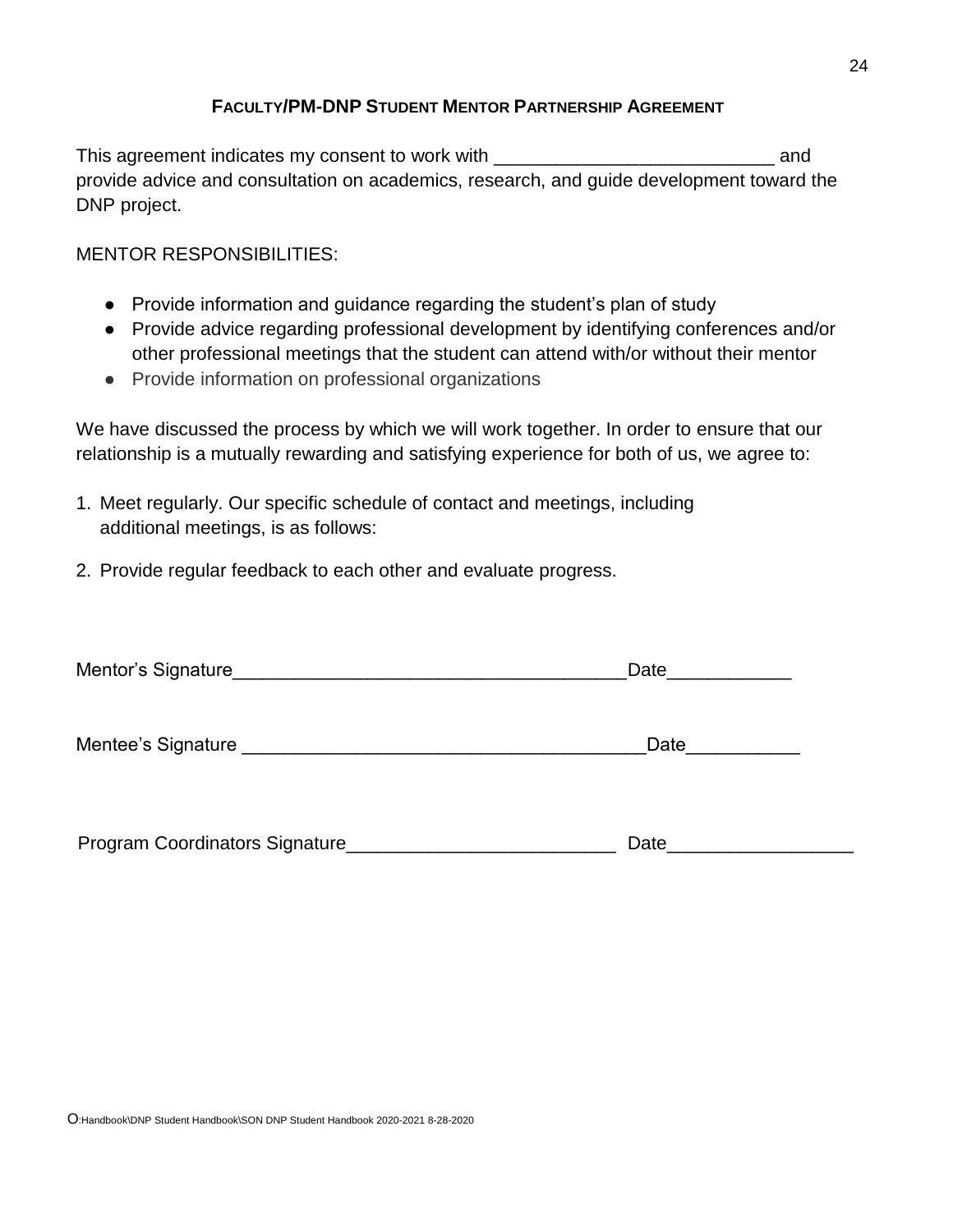## FACULTY/PM-DNP STUDENT MENTOR PARTNERSHIP AGREEMENT

This agreement indicates my consent to work with ___________________________ and provide advice and consultation on academics, research, and guide development toward the DNP project.

MENTOR RESPONSIBILITIES:

- Provide information and guidance regarding the student's plan of study
- Provide advice regarding professional development by identifying conferences and/or other professional meetings that the student can attend with/or without their mentor
- Provide information on professional organizations

We have discussed the process by which we will work together. In order to ensure that our relationship is a mutually rewarding and satisfying experience for both of us, we agree to:

1. Meet regularly. Our specific schedule of contact and meetings, including additional meetings, is as follows:
2. Provide regular feedback to each other and evaluate progress.

Mentor's Signature______________________________________Date____________

Mentee's Signature ______________________________________Date___________

Program Coordinators Signature__________________________ Date__________________

O:Handbook\DNP Student Handbook\SON DNP Student Handbook 2020-2021 8-28-2020